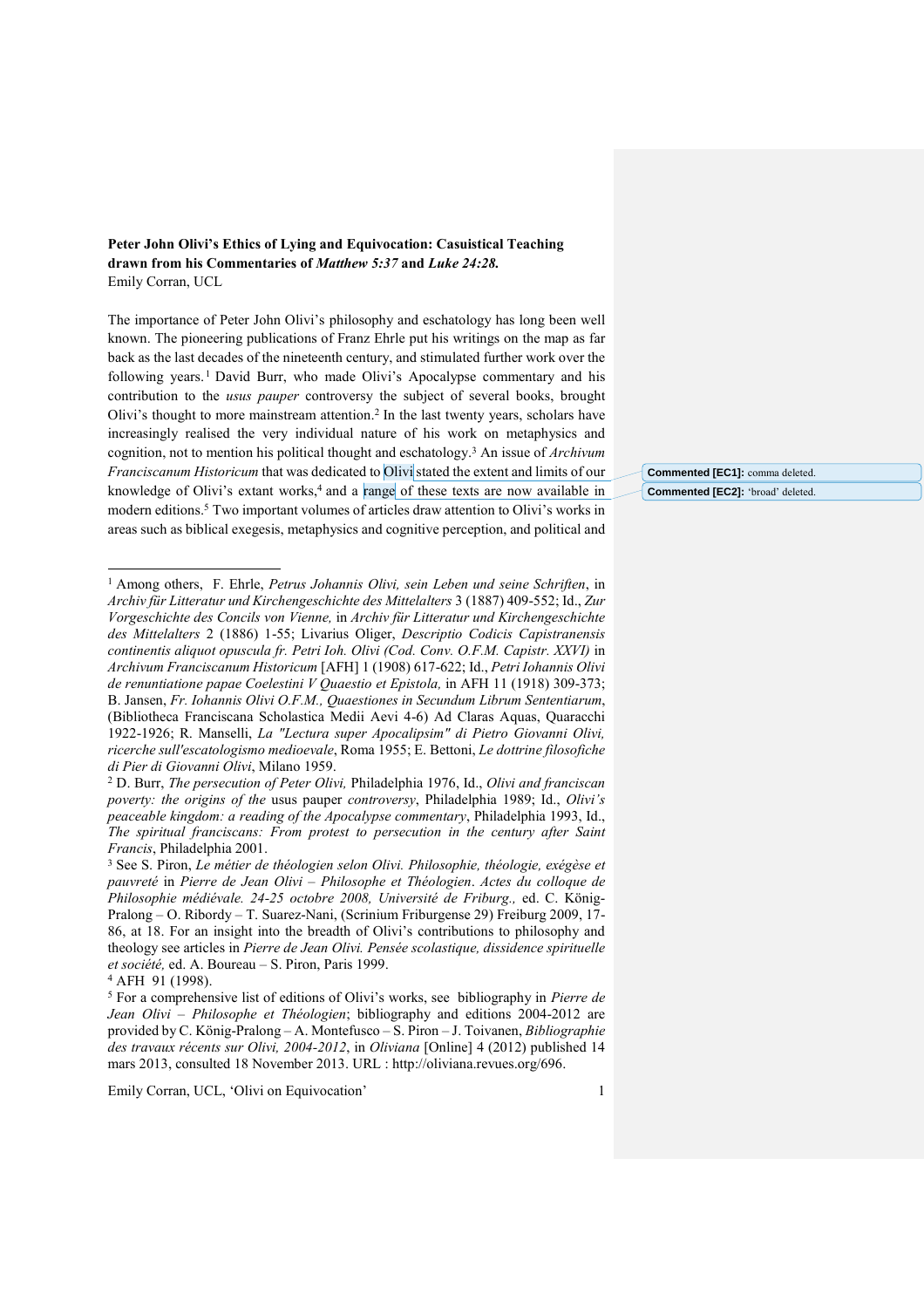**Peter John Olivi's Ethics of Lying and Equivocation: Casuistical Teaching drawn from his Commentaries of *Matthew 5:37* and *Luke 24:28*.**
Emily Corran, UCL

The importance of Peter John Olivi's philosophy and eschatology has long been well known. The pioneering publications of Franz Ehrle put his writings on the map as far back as the last decades of the nineteenth century, and stimulated further work over the following years.[1] David Burr, who made Olivi's Apocalypse commentary and his contribution to the *usus pauper* controversy the subject of several books, brought Olivi's thought to more mainstream attention.[2] In the last twenty years, scholars have increasingly realised the very individual nature of his work on metaphysics and cognition, not to mention his political thought and eschatology.[3] An issue of *Archivum Franciscanum Historicum* that was dedicated to Olivi stated the extent and limits of our knowledge of Olivi's extant works,[4] and a range of these texts are now available in modern editions.[5] Two important volumes of articles draw attention to Olivi's works in areas such as biblical exegesis, metaphysics and cognitive perception, and political and

**Commented [EC1]:** comma deleted.

**Commented [EC2]:** 'broad' deleted.

---

[1] Among others, F. Ehrle, *Petrus Johannis Olivi, sein Leben und seine Schriften*, in *Archiv für Litteratur und Kirchengeschichte des Mittelalters* 3 (1887) 409-552; Id., *Zur Vorgeschichte des Concils von Vienne,* in *Archiv für Litteratur und Kirchengeschichte des Mittelalters* 2 (1886) 1-55; Livarius Oliger, *Descriptio Codicis Capistranensis continentis aliquot opuscula fr. Petri Ioh. Olivi (Cod. Conv. O.F.M. Capistr. XXVI)* in *Archivum Franciscanum Historicum* [AFH] 1 (1908) 617-622; Id., *Petri Iohannis Olivi de renuntiatione papae Coelestini V Quaestio et Epistola,* in AFH 11 (1918) 309-373; B. Jansen, *Fr. Iohannis Olivi O.F.M., Quaestiones in Secundum Librum Sententiarum*, (Bibliotheca Franciscana Scholastica Medii Aevi 4-6) Ad Claras Aquas, Quaracchi 1922-1926; R. Manselli, *La "Lectura super Apocalipsim" di Pietro Giovanni Olivi, ricerche sull'escatologismo medioevale*, Roma 1955; E. Bettoni, *Le dottrine filosofiche di Pier di Giovanni Olivi*, Milano 1959.

[2] D. Burr, *The persecution of Peter Olivi,* Philadelphia 1976, Id., *Olivi and franciscan poverty: the origins of the* usus pauper *controversy*, Philadelphia 1989; Id., *Olivi's peaceable kingdom: a reading of the Apocalypse commentary*, Philadelphia 1993, Id., *The spiritual franciscans: From protest to persecution in the century after Saint Francis*, Philadelphia 2001.

[3] See S. Piron, *Le métier de théologien selon Olivi. Philosophie, théologie, exégèse et pauvreté* in *Pierre de Jean Olivi – Philosophe et Théologien*. *Actes du colloque de Philosophie médiévale. 24-25 octobre 2008, Université de Friburg.,* ed. C. König-Pralong – O. Ribordy – T. Suarez-Nani, (Scrinium Friburgense 29) Freiburg 2009, 17-86, at 18. For an insight into the breadth of Olivi's contributions to philosophy and theology see articles in *Pierre de Jean Olivi. Pensée scolastique, dissidence spirituelle et société,* ed. A. Boureau – S. Piron, Paris 1999.

[4] AFH 91 (1998).

[5] For a comprehensive list of editions of Olivi's works, see bibliography in *Pierre de Jean Olivi – Philosophe et Théologien*; bibliography and editions 2004-2012 are provided by C. König-Pralong – A. Montefusco – S. Piron – J. Toivanen, *Bibliographie des travaux récents sur Olivi, 2004-2012*, in *Oliviana* [Online] 4 (2012) published 14 mars 2013, consulted 18 November 2013. URL : http://oliviana.revues.org/696.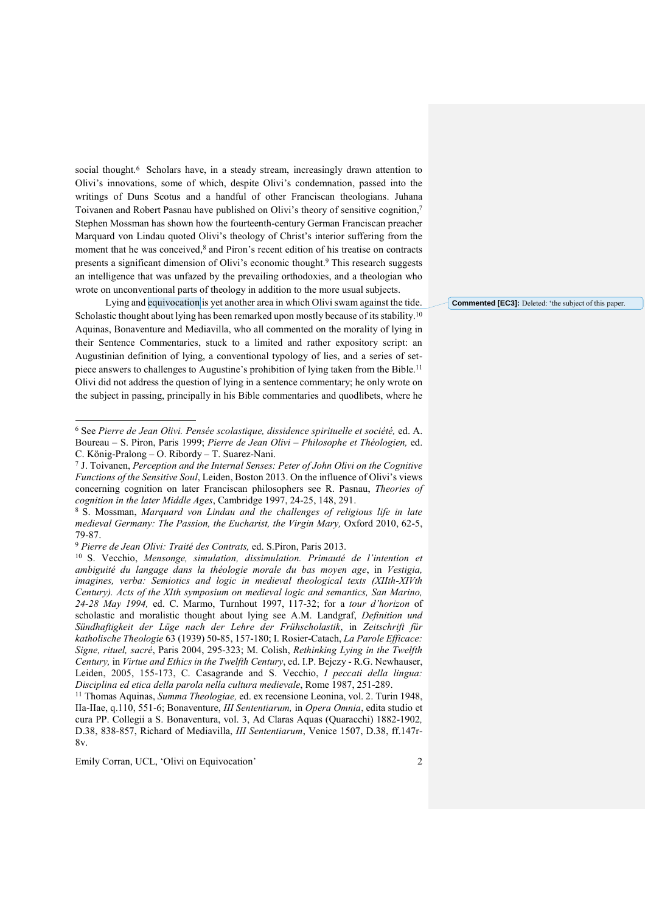social thought.[6] Scholars have, in a steady stream, increasingly drawn attention to Olivi's innovations, some of which, despite Olivi's condemnation, passed into the writings of Duns Scotus and a handful of other Franciscan theologians. Juhana Toivanen and Robert Pasnau have published on Olivi's theory of sensitive cognition,[7] Stephen Mossman has shown how the fourteenth-century German Franciscan preacher Marquard von Lindau quoted Olivi's theology of Christ's interior suffering from the moment that he was conceived,[8] and Piron's recent edition of his treatise on contracts presents a significant dimension of Olivi's economic thought.[9] This research suggests an intelligence that was unfazed by the prevailing orthodoxies, and a theologian who wrote on unconventional parts of theology in addition to the more usual subjects.

Lying and equivocation is yet another area in which Olivi swam against the tide. Scholastic thought about lying has been remarked upon mostly because of its stability.[10] Aquinas, Bonaventure and Mediavilla, who all commented on the morality of lying in their Sentence Commentaries, stuck to a limited and rather expository script: an Augustinian definition of lying, a conventional typology of lies, and a series of set-piece answers to challenges to Augustine's prohibition of lying taken from the Bible.[11] Olivi did not address the question of lying in a sentence commentary; he only wrote on the subject in passing, principally in his Bible commentaries and quodlibets, where he

**Commented [EC3]:** Deleted: 'the subject of this paper.

---

[6] See *Pierre de Jean Olivi. Pensée scolastique, dissidence spirituelle et société,* ed. A. Boureau – S. Piron, Paris 1999; *Pierre de Jean Olivi – Philosophe et Théologien,* ed. C. König-Pralong – O. Ribordy – T. Suarez-Nani.

[7] J. Toivanen, *Perception and the Internal Senses: Peter of John Olivi on the Cognitive Functions of the Sensitive Soul*, Leiden, Boston 2013. On the influence of Olivi's views concerning cognition on later Franciscan philosophers see R. Pasnau, *Theories of cognition in the later Middle Ages*, Cambridge 1997, 24-25, 148, 291.

[8] S. Mossman, *Marquard von Lindau and the challenges of religious life in late medieval Germany: The Passion, the Eucharist, the Virgin Mary,* Oxford 2010, 62-5, 79-87.

[9] *Pierre de Jean Olivi: Traité des Contrats,* ed. S.Piron, Paris 2013.

[10] S. Vecchio, *Mensonge, simulation, dissimulation. Primauté de l'intention et ambiguité du langage dans la théologie morale du bas moyen age*, in *Vestigia, imagines, verba: Semiotics and logic in medieval theological texts (XIIth-XIVth Century). Acts of the XIth symposium on medieval logic and semantics, San Marino, 24-28 May 1994,* ed. C. Marmo, Turnhout 1997, 117-32; for a *tour d'horizon* of scholastic and moralistic thought about lying see A.M. Landgraf, *Definition und Sündhaftigkeit der Lüge nach der Lehre der Frühscholastik*, in *Zeitschrift für katholische Theologie* 63 (1939) 50-85, 157-180; I. Rosier-Catach, *La Parole Efficace: Signe, rituel, sacré*, Paris 2004, 295-323; M. Colish, *Rethinking Lying in the Twelfth Century,* in *Virtue and Ethics in the Twelfth Century*, ed. I.P. Bejczy - R.G. Newhauser, Leiden, 2005, 155-173, C. Casagrande and S. Vecchio, *I peccati della lingua: Disciplina ed etica della parola nella cultura medievale*, Rome 1987, 251-289.

[11] Thomas Aquinas, *Summa Theologiae,* ed. ex recensione Leonina, vol. 2. Turin 1948, IIa-IIae, q.110, 551-6; Bonaventure, *III Sententiarum,* in *Opera Omnia*, edita studio et cura PP. Collegii a S. Bonaventura, vol. 3, Ad Claras Aquas (Quaracchi) 1882-1902*,* D.38, 838-857, Richard of Mediavilla, *III Sententiarum*, Venice 1507, D.38, ff.147r-8v.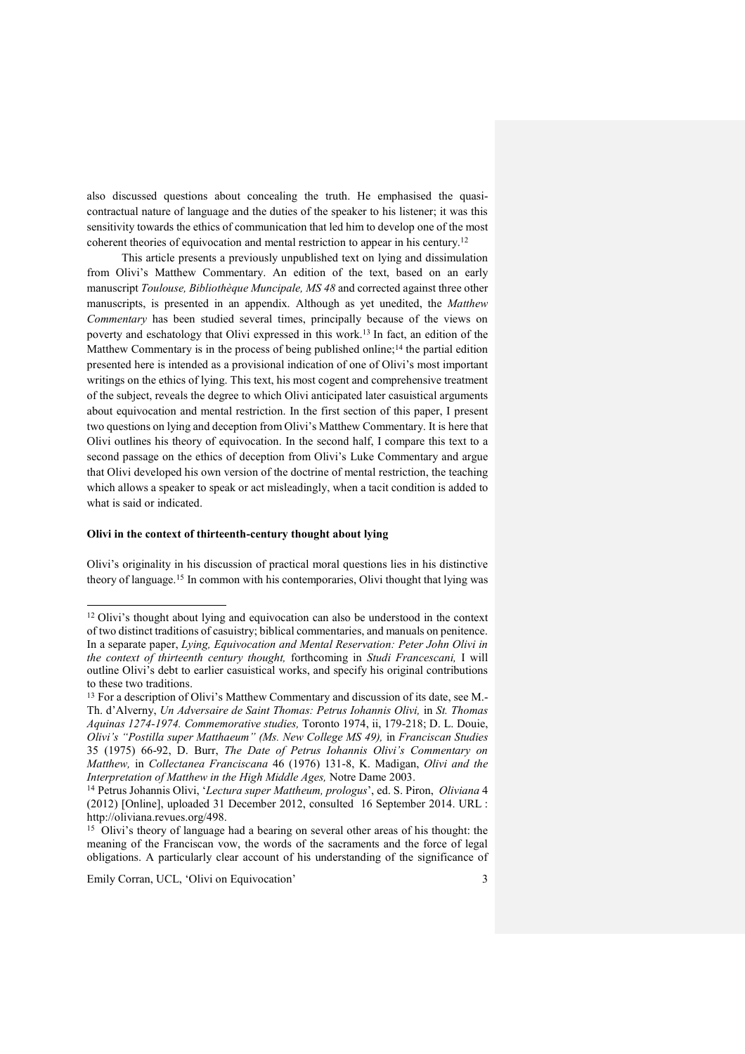also discussed questions about concealing the truth. He emphasised the quasi-contractual nature of language and the duties of the speaker to his listener; it was this sensitivity towards the ethics of communication that led him to develop one of the most coherent theories of equivocation and mental restriction to appear in his century.[12]

This article presents a previously unpublished text on lying and dissimulation from Olivi's Matthew Commentary. An edition of the text, based on an early manuscript *Toulouse, Bibliothèque Muncipale, MS 48* and corrected against three other manuscripts, is presented in an appendix. Although as yet unedited, the *Matthew Commentary* has been studied several times, principally because of the views on poverty and eschatology that Olivi expressed in this work.[13] In fact, an edition of the Matthew Commentary is in the process of being published online;[14] the partial edition presented here is intended as a provisional indication of one of Olivi's most important writings on the ethics of lying. This text, his most cogent and comprehensive treatment of the subject, reveals the degree to which Olivi anticipated later casuistical arguments about equivocation and mental restriction. In the first section of this paper, I present two questions on lying and deception from Olivi's Matthew Commentary. It is here that Olivi outlines his theory of equivocation. In the second half, I compare this text to a second passage on the ethics of deception from Olivi's Luke Commentary and argue that Olivi developed his own version of the doctrine of mental restriction, the teaching which allows a speaker to speak or act misleadingly, when a tacit condition is added to what is said or indicated.

**Olivi in the context of thirteenth-century thought about lying**

Olivi's originality in his discussion of practical moral questions lies in his distinctive theory of language.[15] In common with his contemporaries, Olivi thought that lying was

---

[12] Olivi's thought about lying and equivocation can also be understood in the context of two distinct traditions of casuistry; biblical commentaries, and manuals on penitence. In a separate paper, *Lying, Equivocation and Mental Reservation: Peter John Olivi in the context of thirteenth century thought,* forthcoming in *Studi Francescani,* I will outline Olivi's debt to earlier casuistical works, and specify his original contributions to these two traditions.

[13] For a description of Olivi's Matthew Commentary and discussion of its date, see M.-Th. d'Alverny, *Un Adversaire de Saint Thomas: Petrus Iohannis Olivi,* in *St. Thomas Aquinas 1274-1974. Commemorative studies,* Toronto 1974, ii, 179-218; D. L. Douie, *Olivi's "Postilla super Matthaeum" (Ms. New College MS 49),* in *Franciscan Studies* 35 (1975) 66-92, D. Burr, *The Date of Petrus Iohannis Olivi's Commentary on Matthew,* in *Collectanea Francescana* 46 (1976) 131-8, K. Madigan, *Olivi and the Interpretation of Matthew in the High Middle Ages,* Notre Dame 2003.

[14] Petrus Johannis Olivi, '*Lectura super Mattheum, prologus*', ed. S. Piron, *Oliviana* 4 (2012) [Online], uploaded 31 December 2012, consulted 16 September 2014. URL : http://oliviana.revues.org/498.

[15] Olivi's theory of language had a bearing on several other areas of his thought: the meaning of the Franciscan vow, the words of the sacraments and the force of legal obligations. A particularly clear account of his understanding of the significance of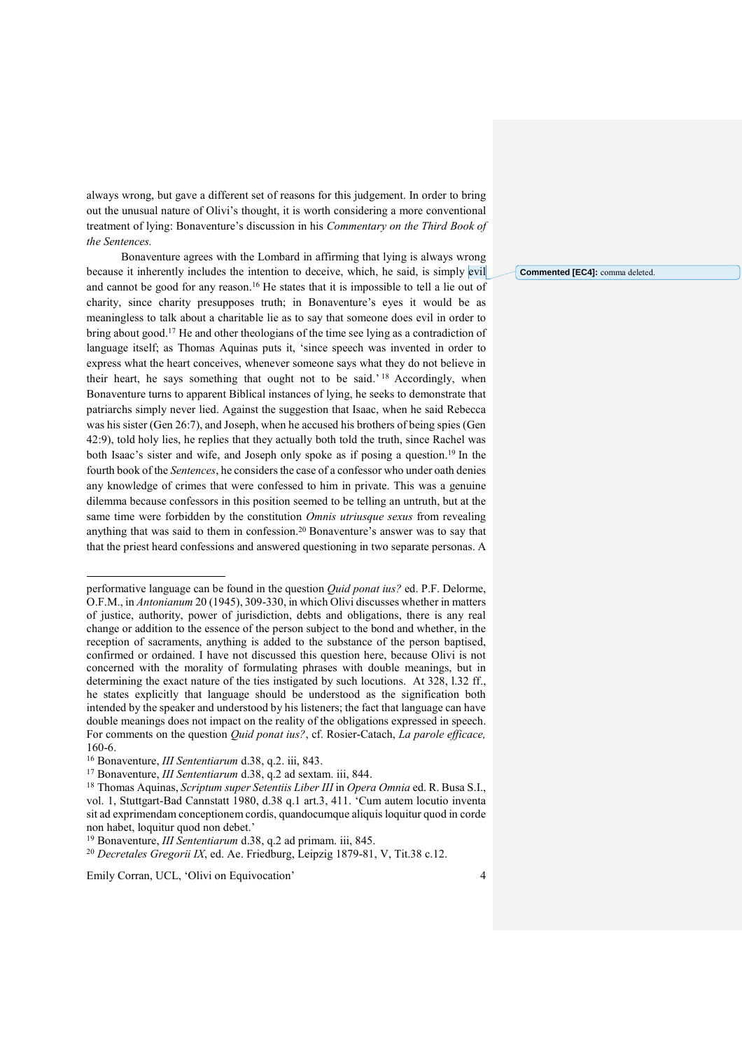always wrong, but gave a different set of reasons for this judgement. In order to bring out the unusual nature of Olivi's thought, it is worth considering a more conventional treatment of lying: Bonaventure's discussion in his *Commentary on the Third Book of the Sentences.*

Bonaventure agrees with the Lombard in affirming that lying is always wrong because it inherently includes the intention to deceive, which, he said, is simply evil and cannot be good for any reason.[16] He states that it is impossible to tell a lie out of charity, since charity presupposes truth; in Bonaventure's eyes it would be as meaningless to talk about a charitable lie as to say that someone does evil in order to bring about good.[17] He and other theologians of the time see lying as a contradiction of language itself; as Thomas Aquinas puts it, 'since speech was invented in order to express what the heart conceives, whenever someone says what they do not believe in their heart, he says something that ought not to be said.'[18] Accordingly, when Bonaventure turns to apparent Biblical instances of lying, he seeks to demonstrate that patriarchs simply never lied. Against the suggestion that Isaac, when he said Rebecca was his sister (Gen 26:7), and Joseph, when he accused his brothers of being spies (Gen 42:9), told holy lies, he replies that they actually both told the truth, since Rachel was both Isaac's sister and wife, and Joseph only spoke as if posing a question.[19] In the fourth book of the *Sentences*, he considers the case of a confessor who under oath denies any knowledge of crimes that were confessed to him in private. This was a genuine dilemma because confessors in this position seemed to be telling an untruth, but at the same time were forbidden by the constitution *Omnis utriusque sexus* from revealing anything that was said to them in confession.[20] Bonaventure's answer was to say that that the priest heard confessions and answered questioning in two separate personas. A

---

performative language can be found in the question *Quid ponat ius?* ed. P.F. Delorme, O.F.M., in *Antonianum* 20 (1945), 309-330, in which Olivi discusses whether in matters of justice, authority, power of jurisdiction, debts and obligations, there is any real change or addition to the essence of the person subject to the bond and whether, in the reception of sacraments, anything is added to the substance of the person baptised, confirmed or ordained. I have not discussed this question here, because Olivi is not concerned with the morality of formulating phrases with double meanings, but in determining the exact nature of the ties instigated by such locutions. At 328, l.32 ff., he states explicitly that language should be understood as the signification both intended by the speaker and understood by his listeners; the fact that language can have double meanings does not impact on the reality of the obligations expressed in speech. For comments on the question *Quid ponat ius?*, cf. Rosier-Catach, *La parole efficace,* 160-6.

[16] Bonaventure, *III Sententiarum* d.38, q.2. iii, 843.

[17] Bonaventure, *III Sententiarum* d.38, q.2 ad sextam. iii, 844.

[18] Thomas Aquinas, *Scriptum super Setentiis Liber III* in *Opera Omnia* ed. R. Busa S.I., vol. 1, Stuttgart-Bad Cannstatt 1980, d.38 q.1 art.3, 411. 'Cum autem locutio inventa sit ad exprimendam conceptionem cordis, quandocumque aliquis loquitur quod in corde non habet, loquitur quod non debet.'

[19] Bonaventure, *III Sententiarum* d.38, q.2 ad primam. iii, 845.

[20] *Decretales Gregorii IX*, ed. Ae. Friedburg, Leipzig 1879-81, V, Tit.38 c.12.

**Commented [EC4]:** comma deleted.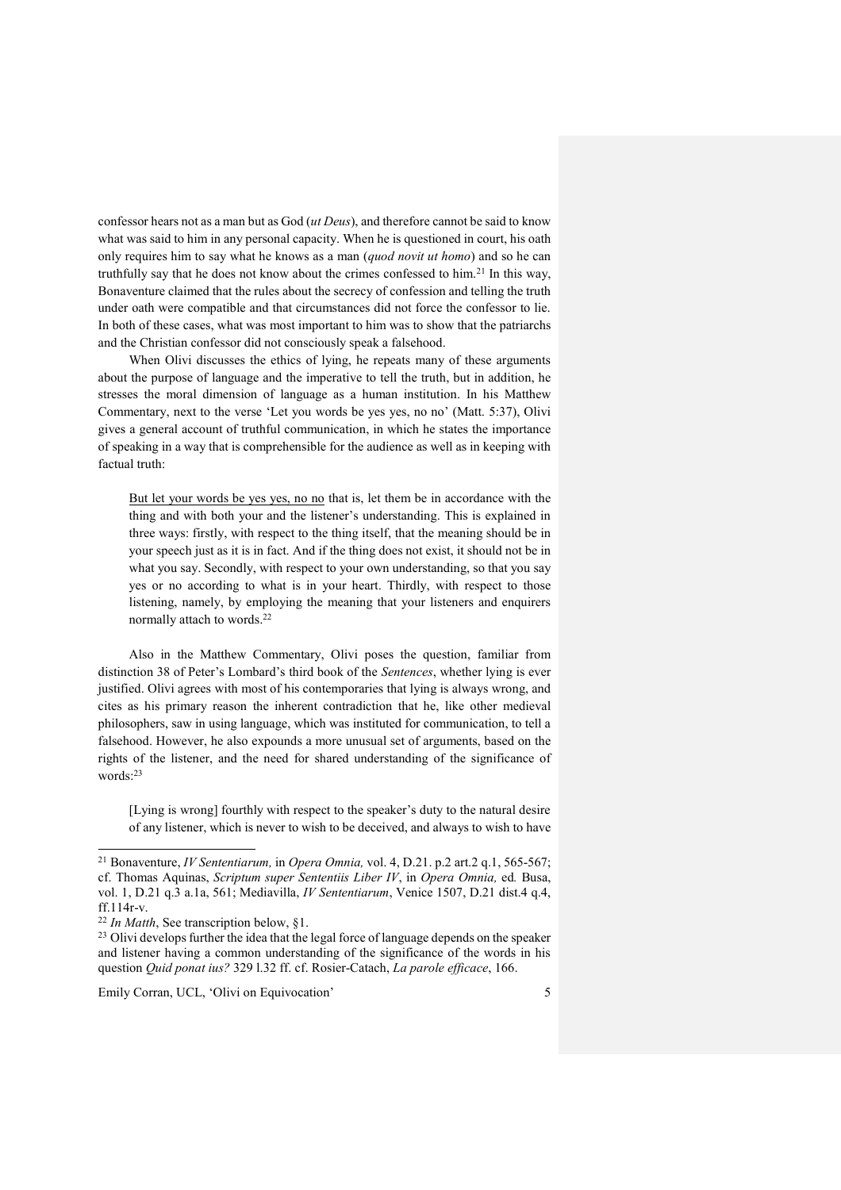confessor hears not as a man but as God (*ut Deus*), and therefore cannot be said to know what was said to him in any personal capacity. When he is questioned in court, his oath only requires him to say what he knows as a man (*quod novit ut homo*) and so he can truthfully say that he does not know about the crimes confessed to him.[21] In this way, Bonaventure claimed that the rules about the secrecy of confession and telling the truth under oath were compatible and that circumstances did not force the confessor to lie. In both of these cases, what was most important to him was to show that the patriarchs and the Christian confessor did not consciously speak a falsehood.

When Olivi discusses the ethics of lying, he repeats many of these arguments about the purpose of language and the imperative to tell the truth, but in addition, he stresses the moral dimension of language as a human institution. In his Matthew Commentary, next to the verse 'Let you words be yes yes, no no' (Matt. 5:37), Olivi gives a general account of truthful communication, in which he states the importance of speaking in a way that is comprehensible for the audience as well as in keeping with factual truth:

> <u>But let your words be yes yes, no no</u> that is, let them be in accordance with the thing and with both your and the listener's understanding. This is explained in three ways: firstly, with respect to the thing itself, that the meaning should be in your speech just as it is in fact. And if the thing does not exist, it should not be in what you say. Secondly, with respect to your own understanding, so that you say yes or no according to what is in your heart. Thirdly, with respect to those listening, namely, by employing the meaning that your listeners and enquirers normally attach to words.[22]

Also in the Matthew Commentary, Olivi poses the question, familiar from distinction 38 of Peter's Lombard's third book of the *Sentences*, whether lying is ever justified. Olivi agrees with most of his contemporaries that lying is always wrong, and cites as his primary reason the inherent contradiction that he, like other medieval philosophers, saw in using language, which was instituted for communication, to tell a falsehood. However, he also expounds a more unusual set of arguments, based on the rights of the listener, and the need for shared understanding of the significance of words:[23]

> [Lying is wrong] fourthly with respect to the speaker's duty to the natural desire of any listener, which is never to wish to be deceived, and always to wish to have

[21] Bonaventure, *IV Sententiarum,* in *Opera Omnia,* vol. 4, D.21. p.2 art.2 q.1, 565-567; cf. Thomas Aquinas, *Scriptum super Sententiis Liber IV*, in *Opera Omnia,* ed*.* Busa, vol. 1, D.21 q.3 a.1a, 561; Mediavilla, *IV Sententiarum*, Venice 1507, D.21 dist.4 q.4, ff.114r-v.

[22] *In Matth*, See transcription below, §1.

[23] Olivi develops further the idea that the legal force of language depends on the speaker and listener having a common understanding of the significance of the words in his question *Quid ponat ius?* 329 l.32 ff. cf. Rosier-Catach, *La parole efficace*, 166.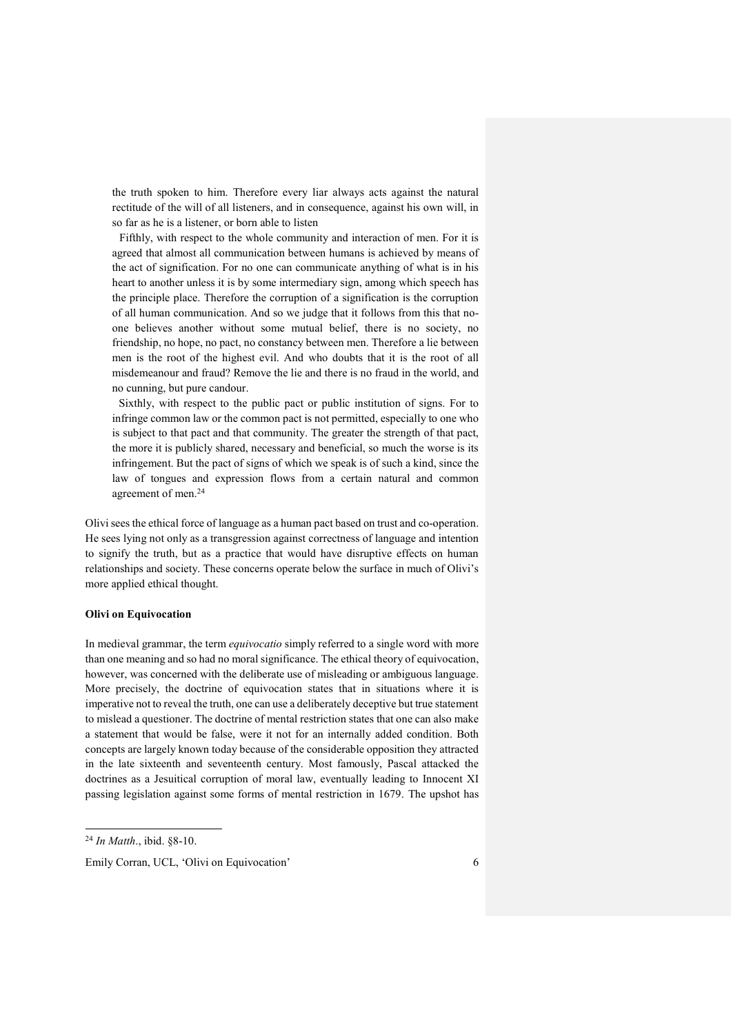> the truth spoken to him. Therefore every liar always acts against the natural rectitude of the will of all listeners, and in consequence, against his own will, in so far as he is a listener, or born able to listen
>
> Fifthly, with respect to the whole community and interaction of men. For it is agreed that almost all communication between humans is achieved by means of the act of signification. For no one can communicate anything of what is in his heart to another unless it is by some intermediary sign, among which speech has the principle place. Therefore the corruption of a signification is the corruption of all human communication. And so we judge that it follows from this that no-one believes another without some mutual belief, there is no society, no friendship, no hope, no pact, no constancy between men. Therefore a lie between men is the root of the highest evil. And who doubts that it is the root of all misdemeanour and fraud? Remove the lie and there is no fraud in the world, and no cunning, but pure candour.
>
> Sixthly, with respect to the public pact or public institution of signs. For to infringe common law or the common pact is not permitted, especially to one who is subject to that pact and that community. The greater the strength of that pact, the more it is publicly shared, necessary and beneficial, so much the worse is its infringement. But the pact of signs of which we speak is of such a kind, since the law of tongues and expression flows from a certain natural and common agreement of men.[24]

Olivi sees the ethical force of language as a human pact based on trust and co-operation. He sees lying not only as a transgression against correctness of language and intention to signify the truth, but as a practice that would have disruptive effects on human relationships and society. These concerns operate below the surface in much of Olivi's more applied ethical thought.

**Olivi on Equivocation**

In medieval grammar, the term *equivocatio* simply referred to a single word with more than one meaning and so had no moral significance. The ethical theory of equivocation, however, was concerned with the deliberate use of misleading or ambiguous language. More precisely, the doctrine of equivocation states that in situations where it is imperative not to reveal the truth, one can use a deliberately deceptive but true statement to mislead a questioner. The doctrine of mental restriction states that one can also make a statement that would be false, were it not for an internally added condition. Both concepts are largely known today because of the considerable opposition they attracted in the late sixteenth and seventeenth century. Most famously, Pascal attacked the doctrines as a Jesuitical corruption of moral law, eventually leading to Innocent XI passing legislation against some forms of mental restriction in 1679. The upshot has

---

[24] *In Matth*., ibid. §8-10.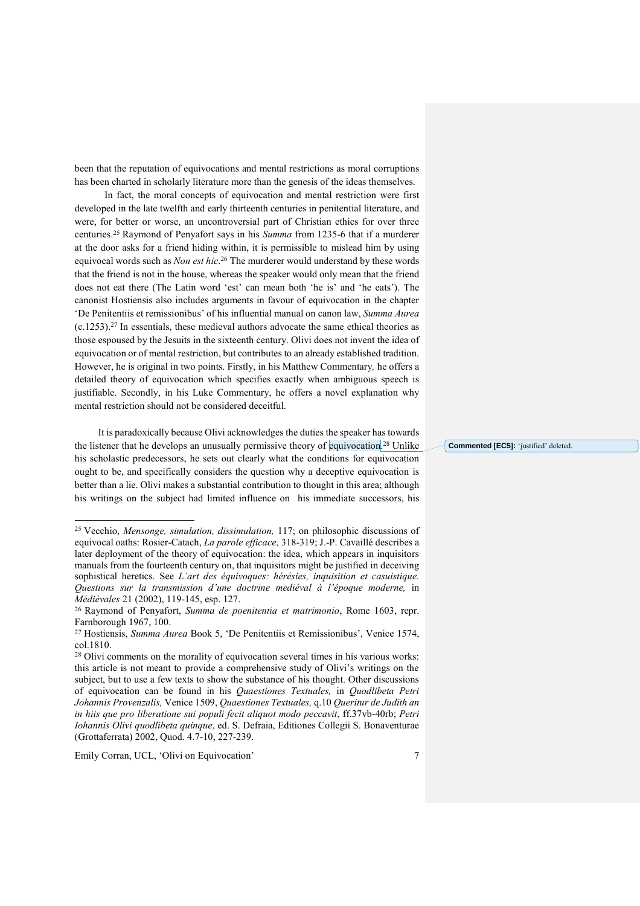been that the reputation of equivocations and mental restrictions as moral corruptions has been charted in scholarly literature more than the genesis of the ideas themselves.

In fact, the moral concepts of equivocation and mental restriction were first developed in the late twelfth and early thirteenth centuries in penitential literature, and were, for better or worse, an uncontroversial part of Christian ethics for over three centuries.[25] Raymond of Penyafort says in his *Summa* from 1235-6 that if a murderer at the door asks for a friend hiding within, it is permissible to mislead him by using equivocal words such as *Non est hic*.[26] The murderer would understand by these words that the friend is not in the house, whereas the speaker would only mean that the friend does not eat there (The Latin word 'est' can mean both 'he is' and 'he eats'). The canonist Hostiensis also includes arguments in favour of equivocation in the chapter 'De Penitentiis et remissionibus' of his influential manual on canon law, *Summa Aurea* (c.1253).[27] In essentials, these medieval authors advocate the same ethical theories as those espoused by the Jesuits in the sixteenth century. Olivi does not invent the idea of equivocation or of mental restriction, but contributes to an already established tradition. However, he is original in two points. Firstly, in his Matthew Commentary, he offers a detailed theory of equivocation which specifies exactly when ambiguous speech is justifiable. Secondly, in his Luke Commentary, he offers a novel explanation why mental restriction should not be considered deceitful.

It is paradoxically because Olivi acknowledges the duties the speaker has towards the listener that he develops an unusually permissive theory of equivocation.[28] Unlike his scholastic predecessors, he sets out clearly what the conditions for equivocation ought to be, and specifically considers the question why a deceptive equivocation is better than a lie. Olivi makes a substantial contribution to thought in this area; although his writings on the subject had limited influence on his immediate successors, his

**Commented [EC5]:** 'justified' deleted.

---

[25] Vecchio, *Mensonge, simulation, dissimulation,* 117; on philosophic discussions of equivocal oaths: Rosier-Catach, *La parole efficace*, 318-319; J.-P. Cavaillé describes a later deployment of the theory of equivocation: the idea, which appears in inquisitors manuals from the fourteenth century on, that inquisitors might be justified in deceiving sophistical heretics. See *L'art des équivoques: hérésies, inquisition et casuistique. Questions sur la transmission d'une doctrine mediéval à l'époque moderne,* in *Médiévales* 21 (2002), 119-145, esp. 127.

[26] Raymond of Penyafort, *Summa de poenitentia et matrimonio*, Rome 1603, repr. Farnborough 1967, 100.

[27] Hostiensis, *Summa Aurea* Book 5, 'De Penitentiis et Remissionibus', Venice 1574, col.1810.

[28] Olivi comments on the morality of equivocation several times in his various works: this article is not meant to provide a comprehensive study of Olivi's writings on the subject, but to use a few texts to show the substance of his thought. Other discussions of equivocation can be found in his *Quaestiones Textuales,* in *Quodlibeta Petri Johannis Provenzalis,* Venice 1509, *Quaestiones Textuales,* q.10 *Queritur de Judith an in hiis que pro liberatione sui populi fecit aliquot modo peccavit*, ff.37vb-40rb; *Petri Iohannis Olivi quodlibeta quinque*, ed. S. Defraia, Editiones Collegii S. Bonaventurae (Grottaferrata) 2002, Quod. 4.7-10, 227-239.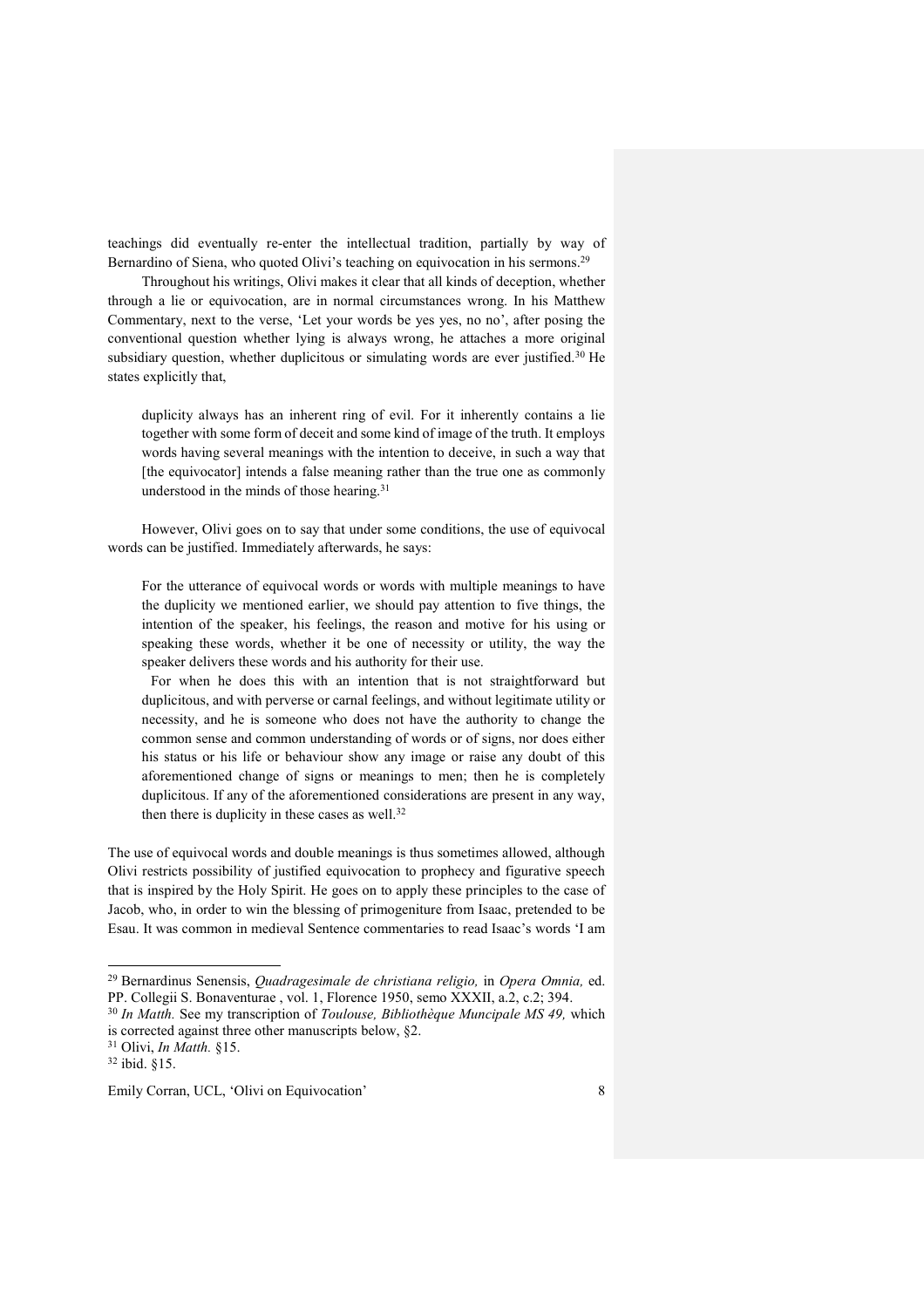teachings did eventually re-enter the intellectual tradition, partially by way of Bernardino of Siena, who quoted Olivi's teaching on equivocation in his sermons.[29]

Throughout his writings, Olivi makes it clear that all kinds of deception, whether through a lie or equivocation, are in normal circumstances wrong. In his Matthew Commentary, next to the verse, 'Let your words be yes yes, no no', after posing the conventional question whether lying is always wrong, he attaches a more original subsidiary question, whether duplicitous or simulating words are ever justified.[30] He states explicitly that,

> duplicity always has an inherent ring of evil. For it inherently contains a lie together with some form of deceit and some kind of image of the truth. It employs words having several meanings with the intention to deceive, in such a way that [the equivocator] intends a false meaning rather than the true one as commonly understood in the minds of those hearing.[31]

However, Olivi goes on to say that under some conditions, the use of equivocal words can be justified. Immediately afterwards, he says:

> For the utterance of equivocal words or words with multiple meanings to have the duplicity we mentioned earlier, we should pay attention to five things, the intention of the speaker, his feelings, the reason and motive for his using or speaking these words, whether it be one of necessity or utility, the way the speaker delivers these words and his authority for their use.
>
> For when he does this with an intention that is not straightforward but duplicitous, and with perverse or carnal feelings, and without legitimate utility or necessity, and he is someone who does not have the authority to change the common sense and common understanding of words or of signs, nor does either his status or his life or behaviour show any image or raise any doubt of this aforementioned change of signs or meanings to men; then he is completely duplicitous. If any of the aforementioned considerations are present in any way, then there is duplicity in these cases as well.[32]

The use of equivocal words and double meanings is thus sometimes allowed, although Olivi restricts possibility of justified equivocation to prophecy and figurative speech that is inspired by the Holy Spirit. He goes on to apply these principles to the case of Jacob, who, in order to win the blessing of primogeniture from Isaac, pretended to be Esau. It was common in medieval Sentence commentaries to read Isaac's words 'I am

---

[29] Bernardinus Senensis, *Quadragesimale de christiana religio,* in *Opera Omnia,* ed. PP. Collegii S. Bonaventurae , vol. 1, Florence 1950, semo XXXII, a.2, c.2; 394.

[30] *In Matth.* See my transcription of *Toulouse, Bibliothèque Muncipale MS 49,* which is corrected against three other manuscripts below, §2.

[31] Olivi, *In Matth.* §15.

[32] ibid. §15.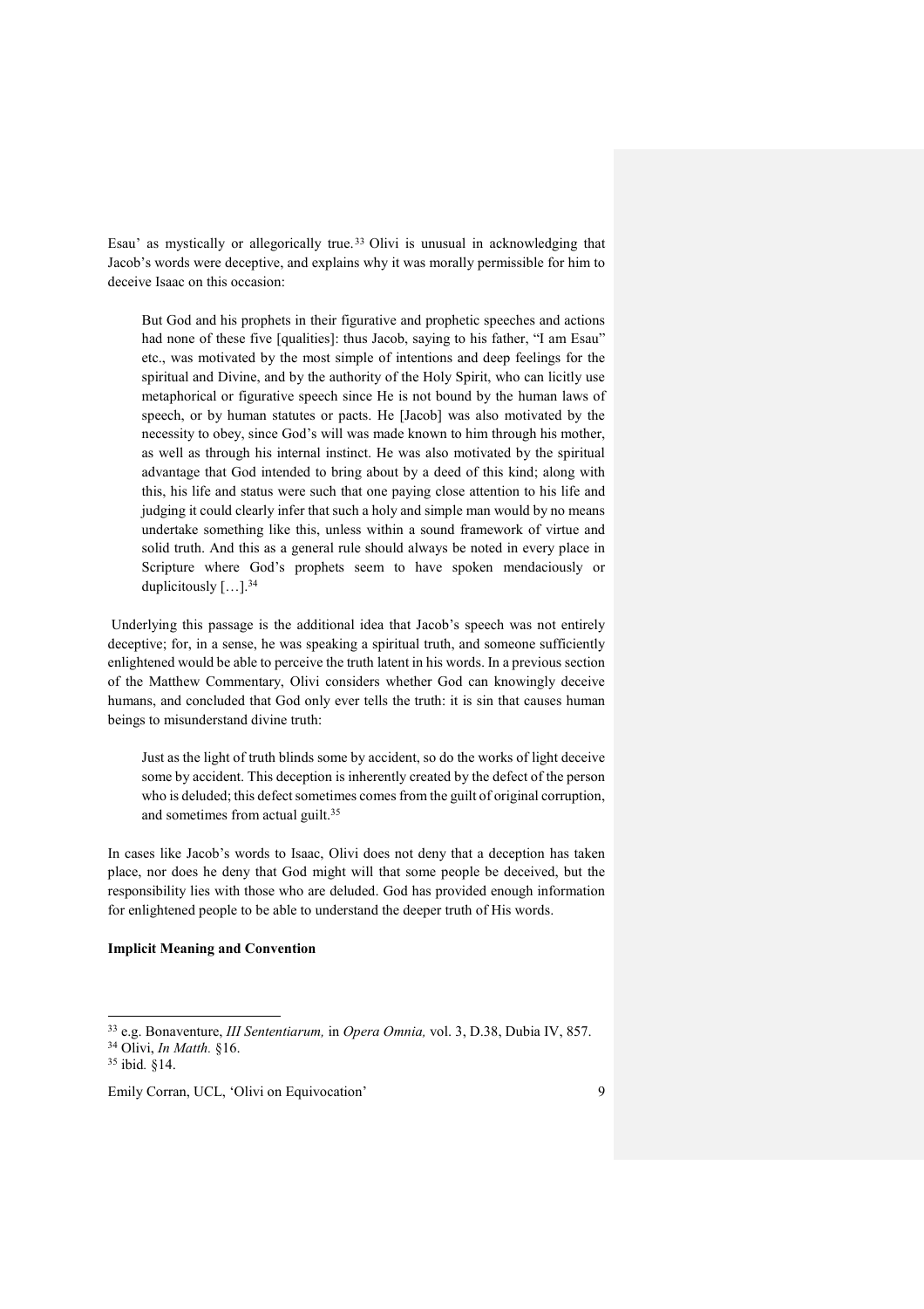Esau' as mystically or allegorically true.[33] Olivi is unusual in acknowledging that Jacob's words were deceptive, and explains why it was morally permissible for him to deceive Isaac on this occasion:

> But God and his prophets in their figurative and prophetic speeches and actions had none of these five [qualities]: thus Jacob, saying to his father, "I am Esau" etc., was motivated by the most simple of intentions and deep feelings for the spiritual and Divine, and by the authority of the Holy Spirit, who can licitly use metaphorical or figurative speech since He is not bound by the human laws of speech, or by human statutes or pacts. He [Jacob] was also motivated by the necessity to obey, since God's will was made known to him through his mother, as well as through his internal instinct. He was also motivated by the spiritual advantage that God intended to bring about by a deed of this kind; along with this, his life and status were such that one paying close attention to his life and judging it could clearly infer that such a holy and simple man would by no means undertake something like this, unless within a sound framework of virtue and solid truth. And this as a general rule should always be noted in every place in Scripture where God's prophets seem to have spoken mendaciously or duplicitously […].[34]

Underlying this passage is the additional idea that Jacob's speech was not entirely deceptive; for, in a sense, he was speaking a spiritual truth, and someone sufficiently enlightened would be able to perceive the truth latent in his words. In a previous section of the Matthew Commentary, Olivi considers whether God can knowingly deceive humans, and concluded that God only ever tells the truth: it is sin that causes human beings to misunderstand divine truth:

> Just as the light of truth blinds some by accident, so do the works of light deceive some by accident. This deception is inherently created by the defect of the person who is deluded; this defect sometimes comes from the guilt of original corruption, and sometimes from actual guilt.[35]

In cases like Jacob's words to Isaac, Olivi does not deny that a deception has taken place, nor does he deny that God might will that some people be deceived, but the responsibility lies with those who are deluded. God has provided enough information for enlightened people to be able to understand the deeper truth of His words.

**Implicit Meaning and Convention**

---

[33] e.g. Bonaventure, *III Sententiarum,* in *Opera Omnia,* vol. 3, D.38, Dubia IV, 857.

[34] Olivi, *In Matth.* §16.

[35] ibid*.* §14.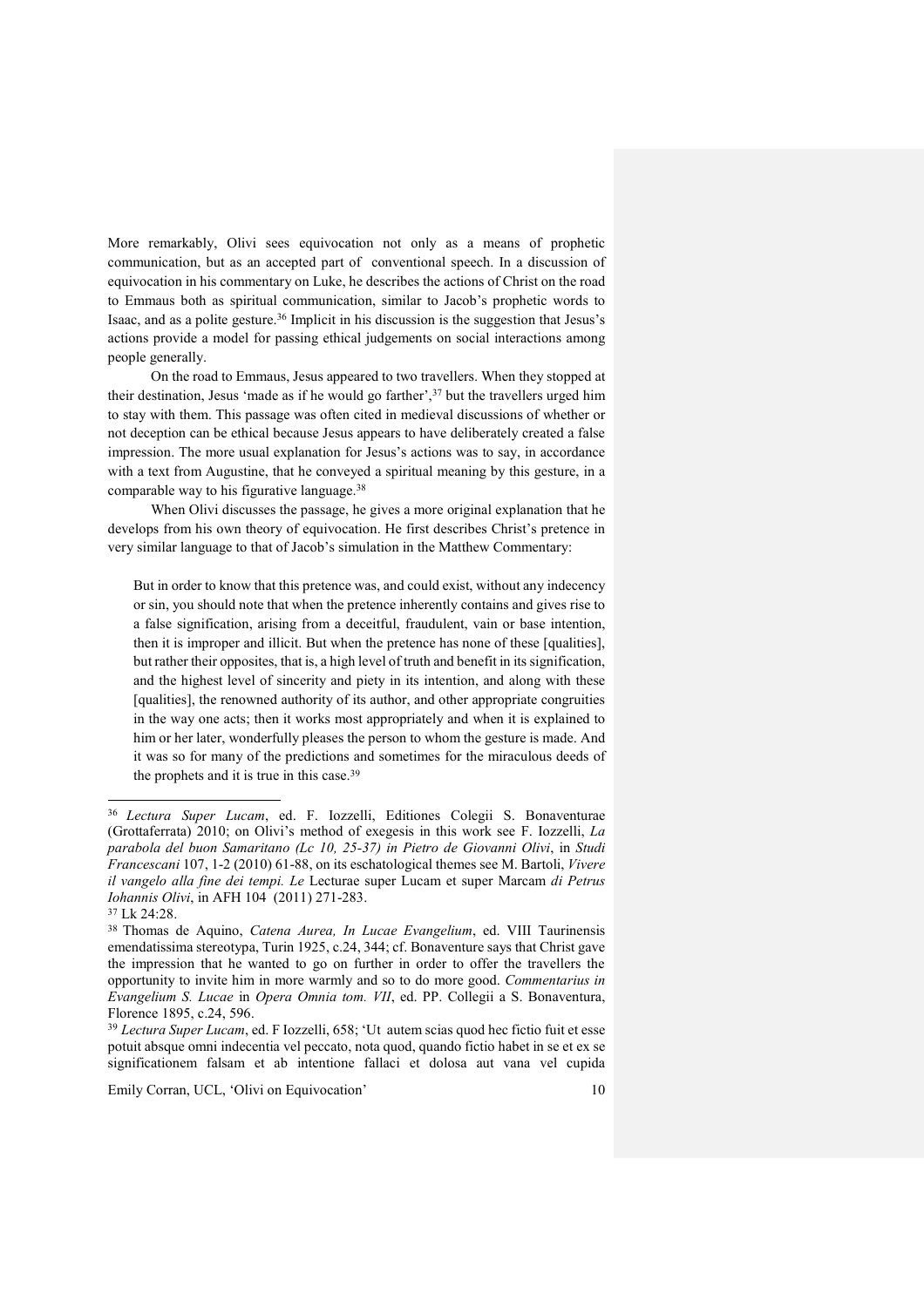More remarkably, Olivi sees equivocation not only as a means of prophetic communication, but as an accepted part of conventional speech. In a discussion of equivocation in his commentary on Luke, he describes the actions of Christ on the road to Emmaus both as spiritual communication, similar to Jacob's prophetic words to Isaac, and as a polite gesture.[36] Implicit in his discussion is the suggestion that Jesus's actions provide a model for passing ethical judgements on social interactions among people generally.

On the road to Emmaus, Jesus appeared to two travellers. When they stopped at their destination, Jesus 'made as if he would go farther',[37] but the travellers urged him to stay with them. This passage was often cited in medieval discussions of whether or not deception can be ethical because Jesus appears to have deliberately created a false impression. The more usual explanation for Jesus's actions was to say, in accordance with a text from Augustine, that he conveyed a spiritual meaning by this gesture, in a comparable way to his figurative language.[38]

When Olivi discusses the passage, he gives a more original explanation that he develops from his own theory of equivocation. He first describes Christ's pretence in very similar language to that of Jacob's simulation in the Matthew Commentary:

> But in order to know that this pretence was, and could exist, without any indecency or sin, you should note that when the pretence inherently contains and gives rise to a false signification, arising from a deceitful, fraudulent, vain or base intention, then it is improper and illicit. But when the pretence has none of these [qualities], but rather their opposites, that is, a high level of truth and benefit in its signification, and the highest level of sincerity and piety in its intention, and along with these [qualities], the renowned authority of its author, and other appropriate congruities in the way one acts; then it works most appropriately and when it is explained to him or her later, wonderfully pleases the person to whom the gesture is made. And it was so for many of the predictions and sometimes for the miraculous deeds of the prophets and it is true in this case.[39]

---

[36] *Lectura Super Lucam*, ed. F. Iozzelli, Editiones Colegii S. Bonaventurae (Grottaferrata) 2010; on Olivi's method of exegesis in this work see F. Iozzelli, *La parabola del buon Samaritano (Lc 10, 25-37) in Pietro de Giovanni Olivi*, in *Studi Francescani* 107, 1-2 (2010) 61-88, on its eschatological themes see M. Bartoli, *Vivere il vangelo alla fine dei tempi. Le* Lecturae super Lucam et super Marcam *di Petrus Iohannis Olivi*, in AFH 104 (2011) 271-283.

[37] Lk 24:28.

[38] Thomas de Aquino, *Catena Aurea, In Lucae Evangelium*, ed. VIII Taurinensis emendatissima stereotypa, Turin 1925, c.24, 344; cf. Bonaventure says that Christ gave the impression that he wanted to go on further in order to offer the travellers the opportunity to invite him in more warmly and so to do more good. *Commentarius in Evangelium S. Lucae* in *Opera Omnia tom. VII*, ed. PP. Collegii a S. Bonaventura, Florence 1895, c.24, 596.

[39] *Lectura Super Lucam*, ed. F Iozzelli, 658; 'Ut autem scias quod hec fictio fuit et esse potuit absque omni indecentia vel peccato, nota quod, quando fictio habet in se et ex se significationem falsam et ab intentione fallaci et dolosa aut vana vel cupida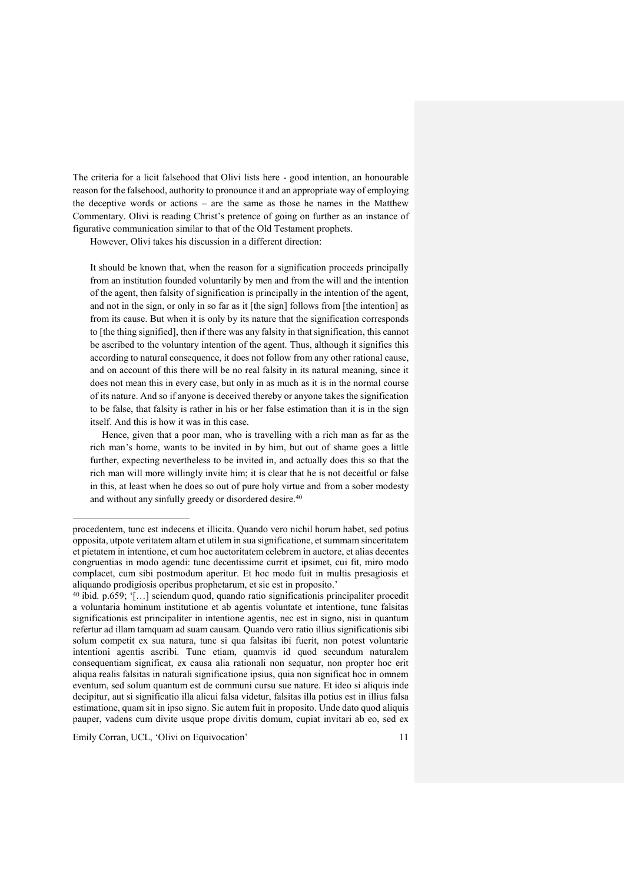The criteria for a licit falsehood that Olivi lists here - good intention, an honourable reason for the falsehood, authority to pronounce it and an appropriate way of employing the deceptive words or actions – are the same as those he names in the Matthew Commentary. Olivi is reading Christ's pretence of going on further as an instance of figurative communication similar to that of the Old Testament prophets.

However, Olivi takes his discussion in a different direction:

> It should be known that, when the reason for a signification proceeds principally from an institution founded voluntarily by men and from the will and the intention of the agent, then falsity of signification is principally in the intention of the agent, and not in the sign, or only in so far as it [the sign] follows from [the intention] as from its cause. But when it is only by its nature that the signification corresponds to [the thing signified], then if there was any falsity in that signification, this cannot be ascribed to the voluntary intention of the agent. Thus, although it signifies this according to natural consequence, it does not follow from any other rational cause, and on account of this there will be no real falsity in its natural meaning, since it does not mean this in every case, but only in as much as it is in the normal course of its nature. And so if anyone is deceived thereby or anyone takes the signification to be false, that falsity is rather in his or her false estimation than it is in the sign itself. And this is how it was in this case.
>
> Hence, given that a poor man, who is travelling with a rich man as far as the rich man's home, wants to be invited in by him, but out of shame goes a little further, expecting nevertheless to be invited in, and actually does this so that the rich man will more willingly invite him; it is clear that he is not deceitful or false in this, at least when he does so out of pure holy virtue and from a sober modesty and without any sinfully greedy or disordered desire.[40]

---

procedentem, tunc est indecens et illicita. Quando vero nichil horum habet, sed potius opposita, utpote veritatem altam et utilem in sua significatione, et summam sinceritatem et pietatem in intentione, et cum hoc auctoritatem celebrem in auctore, et alias decentes congruentias in modo agendi: tunc decentissime currit et ipsimet, cui fit, miro modo complacet, cum sibi postmodum aperitur. Et hoc modo fuit in multis presagiosis et aliquando prodigiosis operibus prophetarum, et sic est in proposito.'

[40] ibid. p.659; '[…] sciendum quod, quando ratio significationis principaliter procedit a voluntaria hominum institutione et ab agentis voluntate et intentione, tunc falsitas significationis est principaliter in intentione agentis, nec est in signo, nisi in quantum refertur ad illam tamquam ad suam causam. Quando vero ratio illius significationis sibi solum competit ex sua natura, tunc si qua falsitas ibi fuerit, non potest voluntarie intentioni agentis ascribi. Tunc etiam, quamvis id quod secundum naturalem consequentiam significat, ex causa alia rationali non sequatur, non propter hoc erit aliqua realis falsitas in naturali significatione ipsius, quia non significat hoc in omnem eventum, sed solum quantum est de communi cursu sue nature. Et ideo si aliquis inde decipitur, aut si significatio illa alicui falsa videtur, falsitas illa potius est in illius falsa estimatione, quam sit in ipso signo. Sic autem fuit in proposito. Unde dato quod aliquis pauper, vadens cum divite usque prope divitis domum, cupiat invitari ab eo, sed ex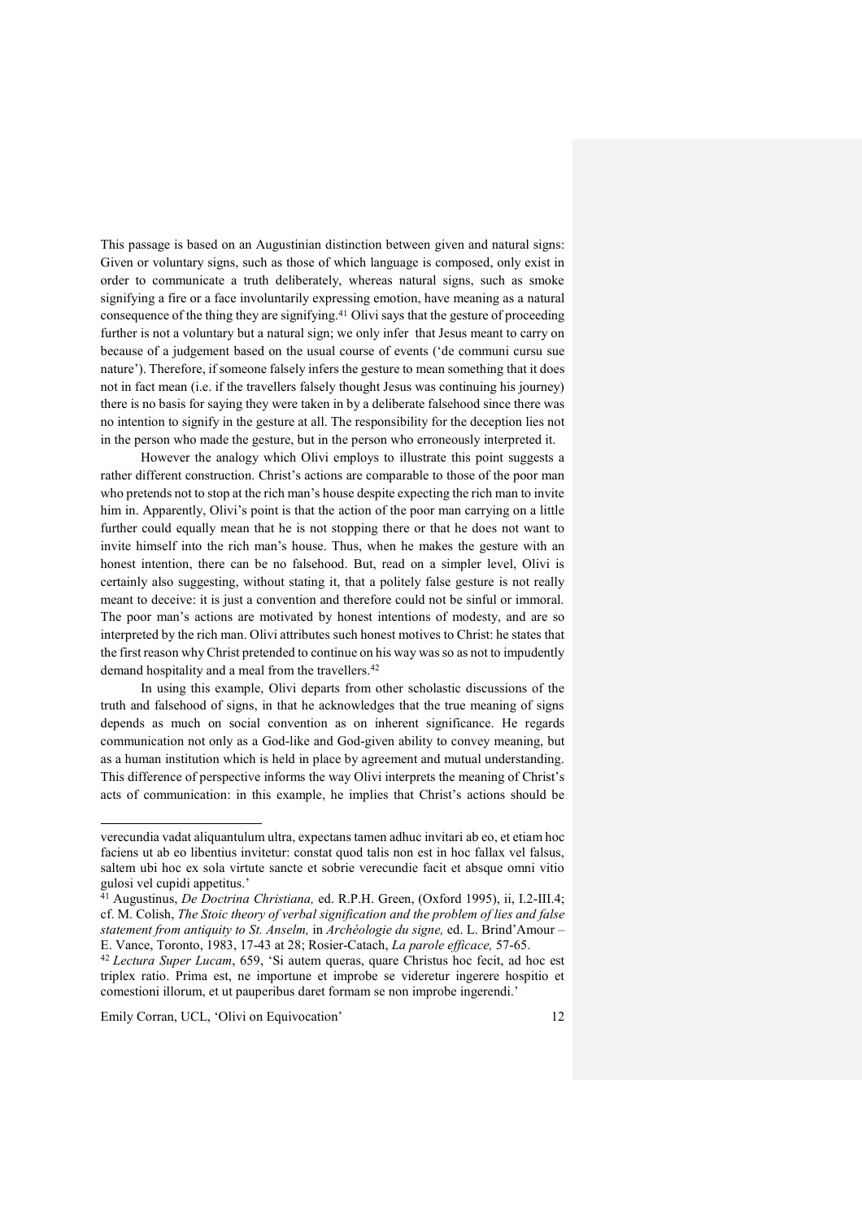This passage is based on an Augustinian distinction between given and natural signs: Given or voluntary signs, such as those of which language is composed, only exist in order to communicate a truth deliberately, whereas natural signs, such as smoke signifying a fire or a face involuntarily expressing emotion, have meaning as a natural consequence of the thing they are signifying.[41] Olivi says that the gesture of proceeding further is not a voluntary but a natural sign; we only infer that Jesus meant to carry on because of a judgement based on the usual course of events ('de communi cursu sue nature'). Therefore, if someone falsely infers the gesture to mean something that it does not in fact mean (i.e. if the travellers falsely thought Jesus was continuing his journey) there is no basis for saying they were taken in by a deliberate falsehood since there was no intention to signify in the gesture at all. The responsibility for the deception lies not in the person who made the gesture, but in the person who erroneously interpreted it.

However the analogy which Olivi employs to illustrate this point suggests a rather different construction. Christ's actions are comparable to those of the poor man who pretends not to stop at the rich man's house despite expecting the rich man to invite him in. Apparently, Olivi's point is that the action of the poor man carrying on a little further could equally mean that he is not stopping there or that he does not want to invite himself into the rich man's house. Thus, when he makes the gesture with an honest intention, there can be no falsehood. But, read on a simpler level, Olivi is certainly also suggesting, without stating it, that a politely false gesture is not really meant to deceive: it is just a convention and therefore could not be sinful or immoral. The poor man's actions are motivated by honest intentions of modesty, and are so interpreted by the rich man. Olivi attributes such honest motives to Christ: he states that the first reason why Christ pretended to continue on his way was so as not to impudently demand hospitality and a meal from the travellers.[42]

In using this example, Olivi departs from other scholastic discussions of the truth and falsehood of signs, in that he acknowledges that the true meaning of signs depends as much on social convention as on inherent significance. He regards communication not only as a God-like and God-given ability to convey meaning, but as a human institution which is held in place by agreement and mutual understanding. This difference of perspective informs the way Olivi interprets the meaning of Christ's acts of communication: in this example, he implies that Christ's actions should be

---

verecundia vadat aliquantulum ultra, expectans tamen adhuc invitari ab eo, et etiam hoc faciens ut ab eo libentius invitetur: constat quod talis non est in hoc fallax vel falsus, saltem ubi hoc ex sola virtute sancte et sobrie verecundie facit et absque omni vitio gulosi vel cupidi appetitus.'

[41] Augustinus, *De Doctrina Christiana,* ed. R.P.H. Green, (Oxford 1995), ii, I.2-III.4; cf. M. Colish, *The Stoic theory of verbal signification and the problem of lies and false statement from antiquity to St. Anselm,* in *Archéologie du signe,* ed. L. Brind'Amour – E. Vance, Toronto, 1983, 17-43 at 28; Rosier-Catach, *La parole efficace,* 57-65.

[42] *Lectura Super Lucam*, 659, 'Si autem queras, quare Christus hoc fecit, ad hoc est triplex ratio. Prima est, ne importune et improbe se videretur ingerere hospitio et comestioni illorum, et ut pauperibus daret formam se non improbe ingerendi.'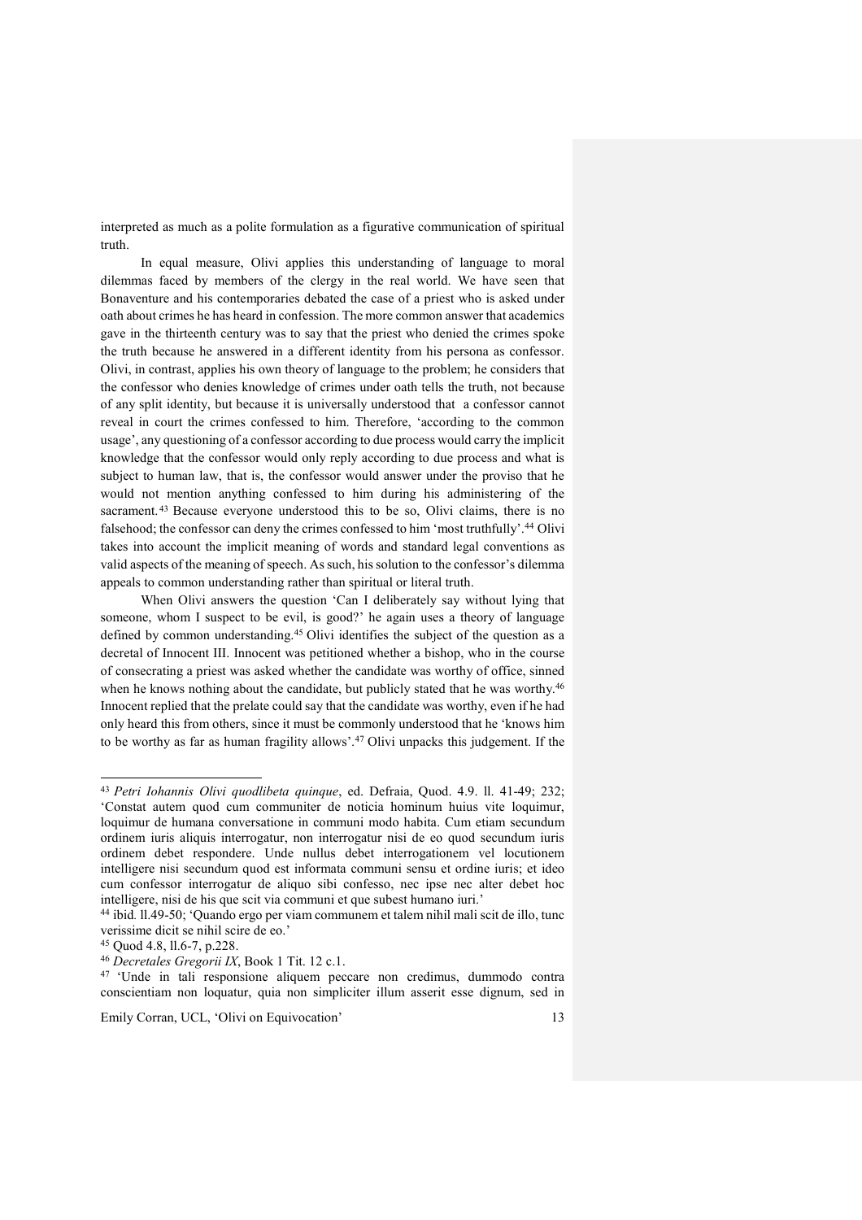interpreted as much as a polite formulation as a figurative communication of spiritual truth.

In equal measure, Olivi applies this understanding of language to moral dilemmas faced by members of the clergy in the real world. We have seen that Bonaventure and his contemporaries debated the case of a priest who is asked under oath about crimes he has heard in confession. The more common answer that academics gave in the thirteenth century was to say that the priest who denied the crimes spoke the truth because he answered in a different identity from his persona as confessor. Olivi, in contrast, applies his own theory of language to the problem; he considers that the confessor who denies knowledge of crimes under oath tells the truth, not because of any split identity, but because it is universally understood that a confessor cannot reveal in court the crimes confessed to him. Therefore, 'according to the common usage', any questioning of a confessor according to due process would carry the implicit knowledge that the confessor would only reply according to due process and what is subject to human law, that is, the confessor would answer under the proviso that he would not mention anything confessed to him during his administering of the sacrament.[43] Because everyone understood this to be so, Olivi claims, there is no falsehood; the confessor can deny the crimes confessed to him 'most truthfully'.[44] Olivi takes into account the implicit meaning of words and standard legal conventions as valid aspects of the meaning of speech. As such, his solution to the confessor's dilemma appeals to common understanding rather than spiritual or literal truth.

When Olivi answers the question 'Can I deliberately say without lying that someone, whom I suspect to be evil, is good?' he again uses a theory of language defined by common understanding.[45] Olivi identifies the subject of the question as a decretal of Innocent III. Innocent was petitioned whether a bishop, who in the course of consecrating a priest was asked whether the candidate was worthy of office, sinned when he knows nothing about the candidate, but publicly stated that he was worthy.[46] Innocent replied that the prelate could say that the candidate was worthy, even if he had only heard this from others, since it must be commonly understood that he 'knows him to be worthy as far as human fragility allows'.[47] Olivi unpacks this judgement. If the

---

[43] *Petri Iohannis Olivi quodlibeta quinque*, ed. Defraia, Quod. 4.9. ll. 41-49; 232; 'Constat autem quod cum communiter de noticia hominum huius vite loquimur, loquimur de humana conversatione in communi modo habita. Cum etiam secundum ordinem iuris aliquis interrogatur, non interrogatur nisi de eo quod secundum iuris ordinem debet respondere. Unde nullus debet interrogationem vel locutionem intelligere nisi secundum quod est informata communi sensu et ordine iuris; et ideo cum confessor interrogatur de aliquo sibi confesso, nec ipse nec alter debet hoc intelligere, nisi de his que scit via communi et que subest humano iuri.'

[44] ibid. ll.49-50; 'Quando ergo per viam communem et talem nihil mali scit de illo, tunc verissime dicit se nihil scire de eo.'

[45] Quod 4.8, ll.6-7, p.228.

[46] *Decretales Gregorii IX*, Book 1 Tit. 12 c.1.

[47] 'Unde in tali responsione aliquem peccare non credimus, dummodo contra conscientiam non loquatur, quia non simpliciter illum asserit esse dignum, sed in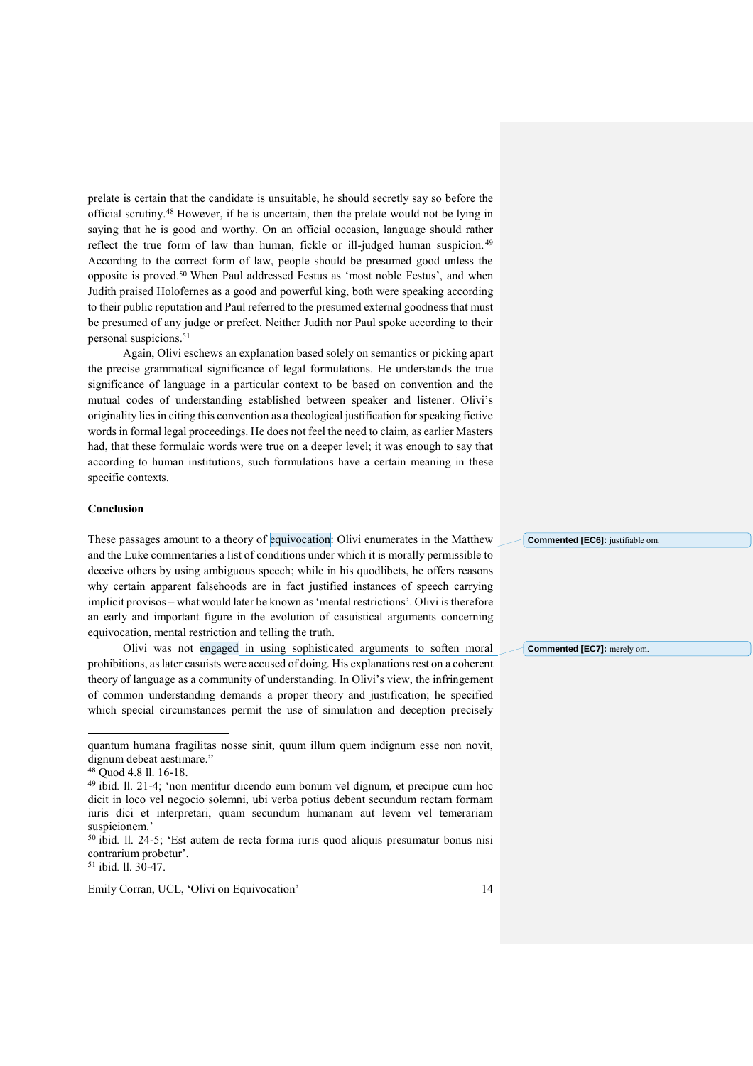prelate is certain that the candidate is unsuitable, he should secretly say so before the official scrutiny.[48] However, if he is uncertain, then the prelate would not be lying in saying that he is good and worthy. On an official occasion, language should rather reflect the true form of law than human, fickle or ill-judged human suspicion.[49] According to the correct form of law, people should be presumed good unless the opposite is proved.[50] When Paul addressed Festus as 'most noble Festus', and when Judith praised Holofernes as a good and powerful king, both were speaking according to their public reputation and Paul referred to the presumed external goodness that must be presumed of any judge or prefect. Neither Judith nor Paul spoke according to their personal suspicions.[51]

Again, Olivi eschews an explanation based solely on semantics or picking apart the precise grammatical significance of legal formulations. He understands the true significance of language in a particular context to be based on convention and the mutual codes of understanding established between speaker and listener. Olivi's originality lies in citing this convention as a theological justification for speaking fictive words in formal legal proceedings. He does not feel the need to claim, as earlier Masters had, that these formulaic words were true on a deeper level; it was enough to say that according to human institutions, such formulations have a certain meaning in these specific contexts.

**Conclusion**

These passages amount to a theory of equivocation: Olivi enumerates in the Matthew and the Luke commentaries a list of conditions under which it is morally permissible to deceive others by using ambiguous speech; while in his quodlibets, he offers reasons why certain apparent falsehoods are in fact justified instances of speech carrying implicit provisos – what would later be known as 'mental restrictions'. Olivi is therefore an early and important figure in the evolution of casuistical arguments concerning equivocation, mental restriction and telling the truth.

Olivi was not engaged in using sophisticated arguments to soften moral prohibitions, as later casuists were accused of doing. His explanations rest on a coherent theory of language as a community of understanding. In Olivi's view, the infringement of common understanding demands a proper theory and justification; he specified which special circumstances permit the use of simulation and deception precisely

**Commented [EC6]:** justifiable om.

**Commented [EC7]:** merely om.

---

quantum humana fragilitas nosse sinit, quum illum quem indignum esse non novit, dignum debeat aestimare."

[48] Quod 4.8 ll. 16-18.

[49] ibid. ll. 21-4; 'non mentitur dicendo eum bonum vel dignum, et precipue cum hoc dicit in loco vel negocio solemni, ubi verba potius debent secundum rectam formam iuris dici et interpretari, quam secundum humanam aut levem vel temerariam suspicionem.'

[50] ibid. ll. 24-5; 'Est autem de recta forma iuris quod aliquis presumatur bonus nisi contrarium probetur'.

[51] ibid. ll. 30-47.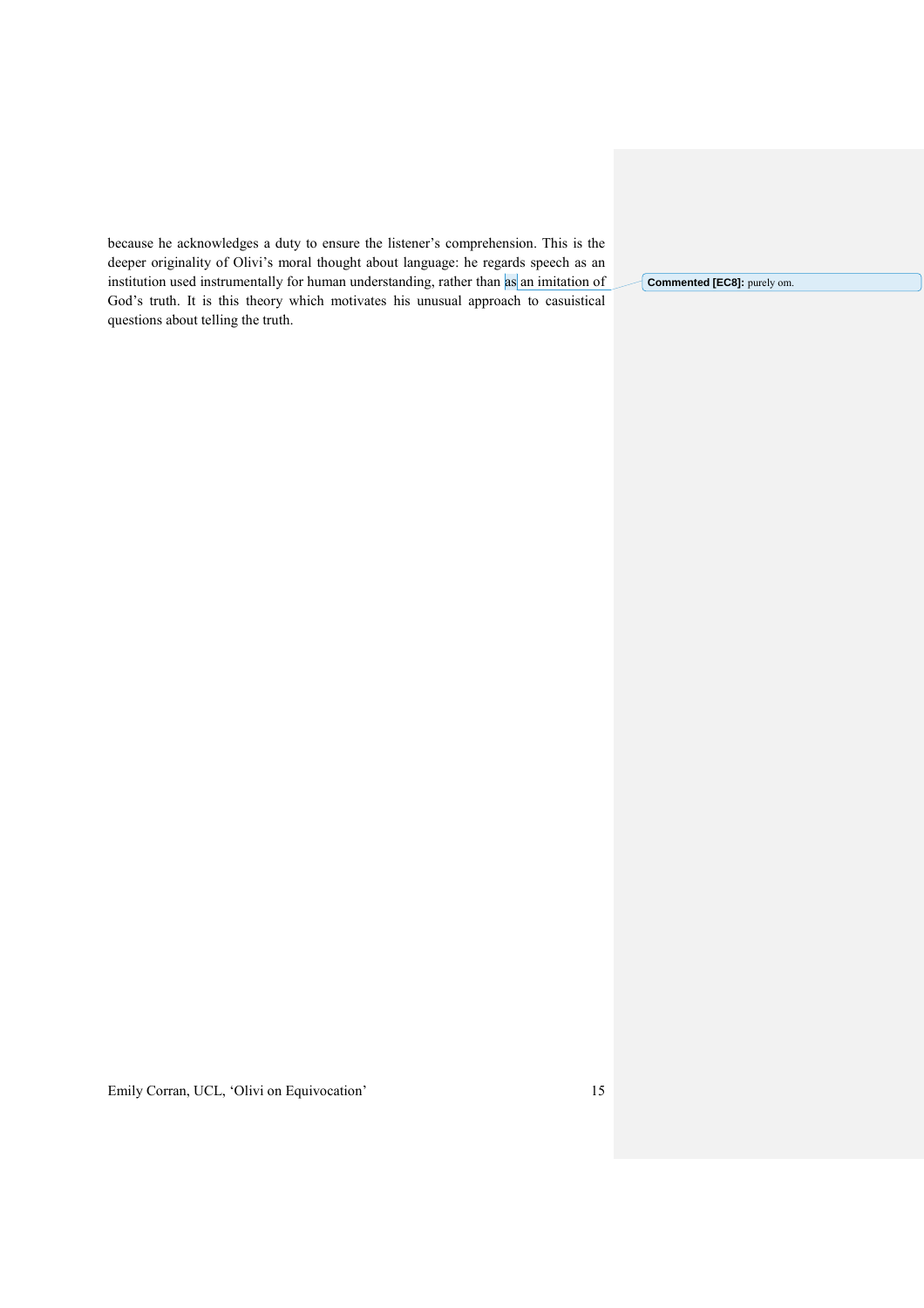because he acknowledges a duty to ensure the listener's comprehension. This is the deeper originality of Olivi's moral thought about language: he regards speech as an institution used instrumentally for human understanding, rather than as an imitation of God's truth. It is this theory which motivates his unusual approach to casuistical questions about telling the truth.

**Commented [EC8]:** purely om.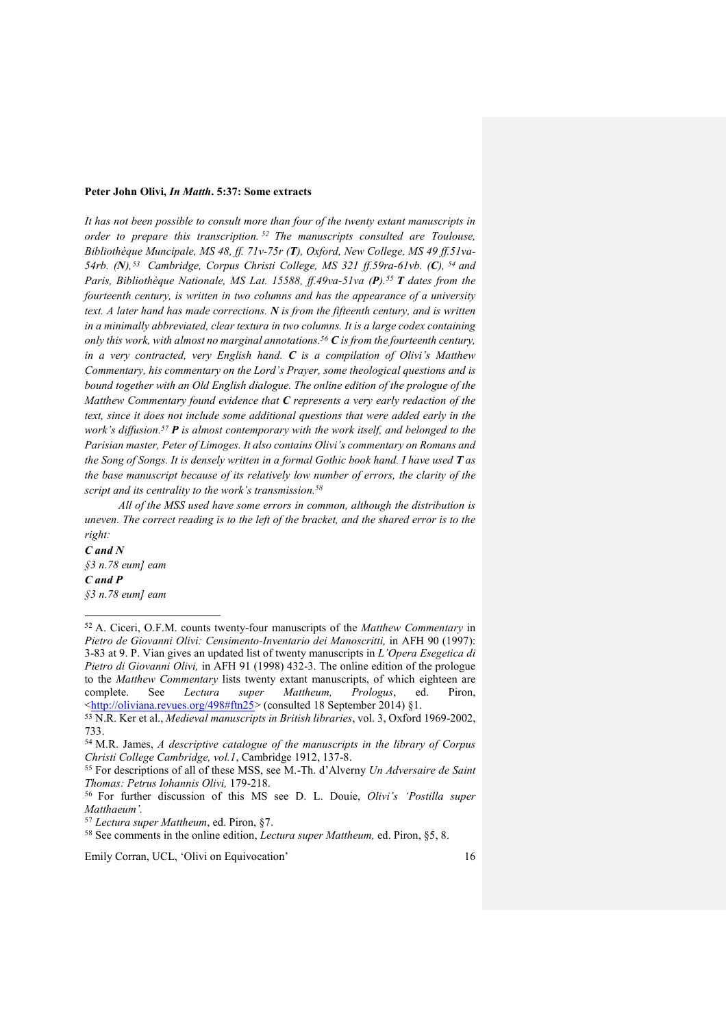**Peter John Olivi, *In Matth*. 5:37: Some extracts**

*It has not been possible to consult more than four of the twenty extant manuscripts in order to prepare this transcription.*[52] *The manuscripts consulted are Toulouse, Bibliothèque Muncipale, MS 48, ff. 71v-75r (**T**), Oxford, New College, MS 49 ff.51va-54rb. (**N**),*[53] *Cambridge, Corpus Christi College, MS 321 ff.59ra-61vb. (**C**),*[54] *and Paris, Bibliothèque Nationale, MS Lat. 15588, ff.49va-51va (**P**).*[55] ***T** dates from the fourteenth century, is written in two columns and has the appearance of a university text. A later hand has made corrections. **N** is from the fifteenth century, and is written in a minimally abbreviated, clear textura in two columns. It is a large codex containing only this work, with almost no marginal annotations.*[56] ***C** is from the fourteenth century, in a very contracted, very English hand. **C** is a compilation of Olivi's Matthew Commentary, his commentary on the Lord's Prayer, some theological questions and is bound together with an Old English dialogue. The online edition of the prologue of the Matthew Commentary found evidence that **C** represents a very early redaction of the text, since it does not include some additional questions that were added early in the work's diffusion.*[57] ***P** is almost contemporary with the work itself, and belonged to the Parisian master, Peter of Limoges. It also contains Olivi's commentary on Romans and the Song of Songs. It is densely written in a formal Gothic book hand. I have used **T** as the base manuscript because of its relatively low number of errors, the clarity of the script and its centrality to the work's transmission.*[58]

*All of the MSS used have some errors in common, although the distribution is uneven. The correct reading is to the left of the bracket, and the shared error is to the right:*

***C and N***

*§3 n.78 eum] eam*

***C and P***

*§3 n.78 eum] eam*

---

[52] A. Ciceri, O.F.M. counts twenty-four manuscripts of the *Matthew Commentary* in *Pietro de Giovanni Olivi: Censimento-Inventario dei Manoscritti,* in AFH 90 (1997): 3-83 at 9. P. Vian gives an updated list of twenty manuscripts in *L'Opera Esegetica di Pietro di Giovanni Olivi,* in AFH 91 (1998) 432-3. The online edition of the prologue to the *Matthew Commentary* lists twenty extant manuscripts, of which eighteen are complete. See *Lectura super Mattheum, Prologus*, ed. Piron, <http://oliviana.revues.org/498#ftn25> (consulted 18 September 2014) §1.

[53] N.R. Ker et al., *Medieval manuscripts in British libraries*, vol. 3, Oxford 1969-2002, 733.

[54] M.R. James, *A descriptive catalogue of the manuscripts in the library of Corpus Christi College Cambridge, vol.1*, Cambridge 1912, 137-8.

[55] For descriptions of all of these MSS, see M.-Th. d'Alverny *Un Adversaire de Saint Thomas: Petrus Iohannis Olivi,* 179-218.

[56] For further discussion of this MS see D. L. Douie, *Olivi's 'Postilla super Matthaeum'.*

[57] *Lectura super Mattheum*, ed. Piron, §7.

[58] See comments in the online edition, *Lectura super Mattheum,* ed. Piron, §5, 8.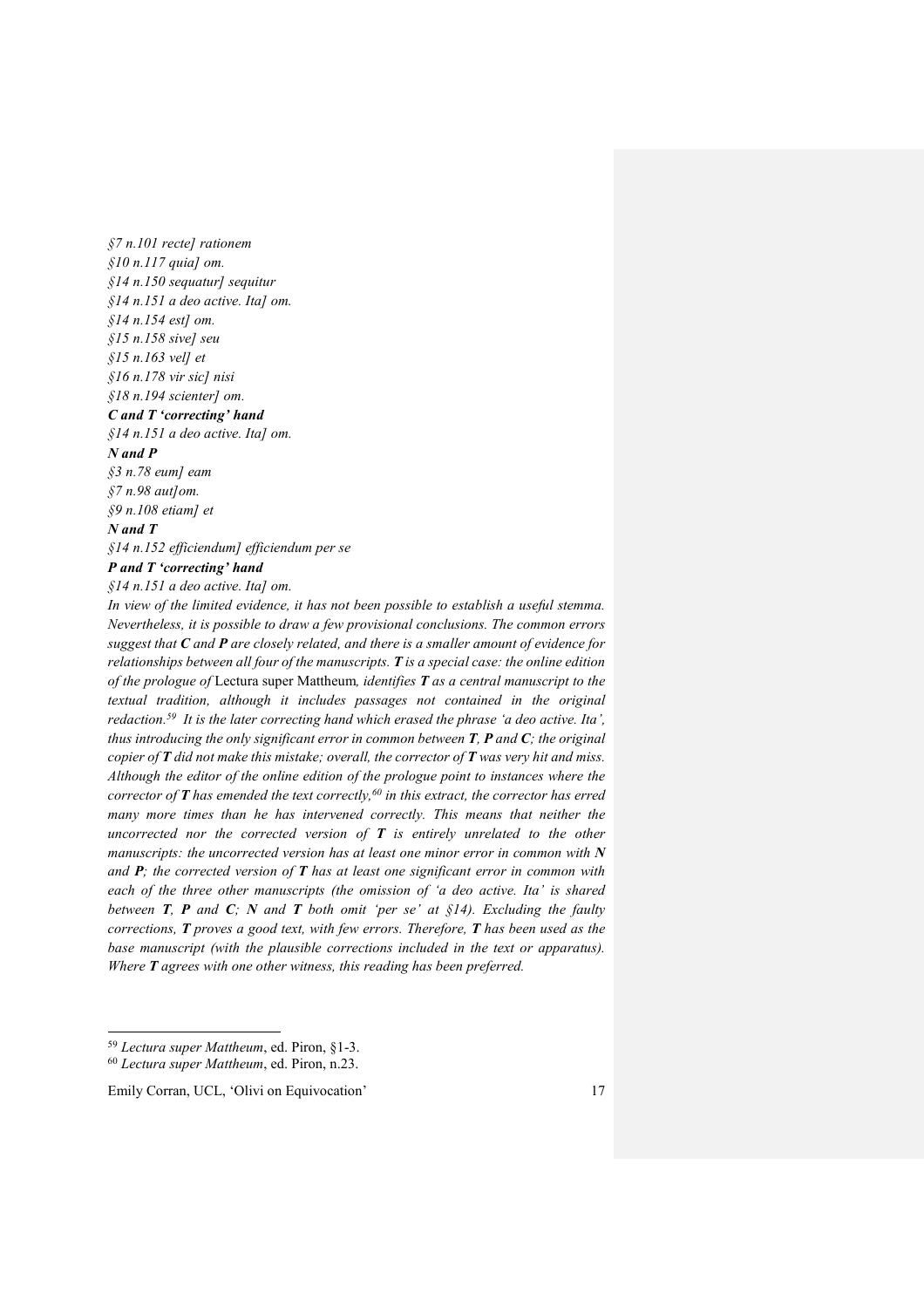*§7 n.101 recte] rationem*
*§10 n.117 quia] om.*
*§14 n.150 sequatur] sequitur*
*§14 n.151 a deo active. Ita] om.*
*§14 n.154 est] om.*
*§15 n.158 sive] seu*
*§15 n.163 vel] et*
*§16 n.178 vir sic] nisi*
*§18 n.194 scienter] om.*

***C and T 'correcting' hand***

*§14 n.151 a deo active. Ita] om.*

***N and P***

*§3 n.78 eum] eam*
*§7 n.98 aut]om.*
*§9 n.108 etiam] et*

***N and T***

*§14 n.152 efficiendum] efficiendum per se*

***P and T 'correcting' hand***

*§14 n.151 a deo active. Ita] om.*

*In view of the limited evidence, it has not been possible to establish a useful stemma. Nevertheless, it is possible to draw a few provisional conclusions. The common errors suggest that **C** and **P** are closely related, and there is a smaller amount of evidence for relationships between all four of the manuscripts. **T** is a special case: the online edition of the prologue of* Lectura super Mattheum*, identifies **T** as a central manuscript to the textual tradition, although it includes passages not contained in the original redaction.[59] It is the later correcting hand which erased the phrase 'a deo active. Ita', thus introducing the only significant error in common between **T**, **P** and **C**; the original copier of **T** did not make this mistake; overall, the corrector of **T** was very hit and miss. Although the editor of the online edition of the prologue point to instances where the corrector of **T** has emended the text correctly,[60] in this extract, the corrector has erred many more times than he has intervened correctly. This means that neither the uncorrected nor the corrected version of **T** is entirely unrelated to the other manuscripts: the uncorrected version has at least one minor error in common with **N** and **P**; the corrected version of **T** has at least one significant error in common with each of the three other manuscripts (the omission of 'a deo active. Ita' is shared between **T**, **P** and **C**; **N** and **T** both omit 'per se' at §14). Excluding the faulty corrections, **T** proves a good text, with few errors. Therefore, **T** has been used as the base manuscript (with the plausible corrections included in the text or apparatus). Where **T** agrees with one other witness, this reading has been preferred.*

---

[59] *Lectura super Mattheum*, ed. Piron, §1-3.

[60] *Lectura super Mattheum*, ed. Piron, n.23.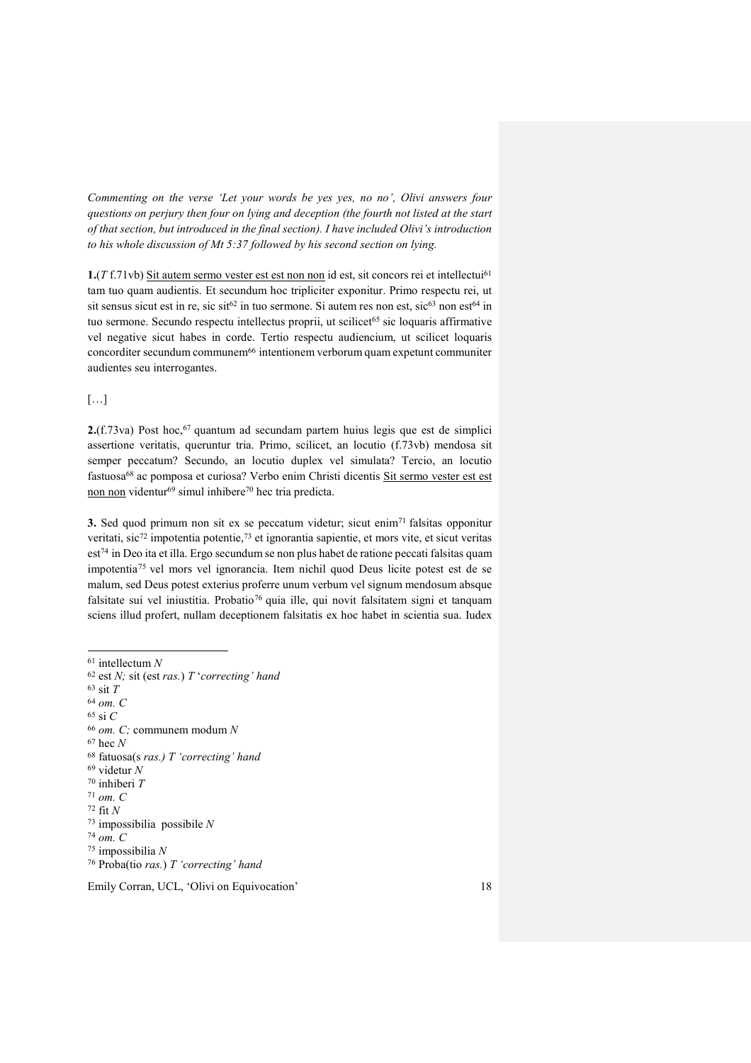*Commenting on the verse 'Let your words be yes yes, no no', Olivi answers four questions on perjury then four on lying and deception (the fourth not listed at the start of that section, but introduced in the final section). I have included Olivi's introduction to his whole discussion of Mt 5:37 followed by his second section on lying.*

**1.**(*T* f.71vb) <u>Sit autem sermo vester est est non non</u> id est, sit concors rei et intellectui[61] tam tuo quam audientis. Et secundum hoc tripliciter exponitur. Primo respectu rei, ut sit sensus sicut est in re, sic sit[62] in tuo sermone. Si autem res non est, sic[63] non est[64] in tuo sermone. Secundo respectu intellectus proprii, ut scilicet[65] sic loquaris affirmative vel negative sicut habes in corde. Tertio respectu audiencium, ut scilicet loquaris concorditer secundum communem[66] intentionem verborum quam expetunt communiter audientes seu interrogantes.

[…]

**2.**(f.73va) Post hoc,[67] quantum ad secundam partem huius legis que est de simplici assertione veritatis, queruntur tria. Primo, scilicet, an locutio (f.73vb) mendosa sit semper peccatum? Secundo, an locutio duplex vel simulata? Tercio, an locutio fastuosa[68] ac pomposa et curiosa? Verbo enim Christi dicentis <u>Sit sermo vester est est non non</u> videntur[69] simul inhibere[70] hec tria predicta.

**3.** Sed quod primum non sit ex se peccatum videtur; sicut enim[71] falsitas opponitur veritati, sic[72] impotentia potentie,[73] et ignorantia sapientie, et mors vite, et sicut veritas est[74] in Deo ita et illa. Ergo secundum se non plus habet de ratione peccati falsitas quam impotentia[75] vel mors vel ignorancia. Item nichil quod Deus licite potest est de se malum, sed Deus potest exterius proferre unum verbum vel signum mendosum absque falsitate sui vel iniustitia. Probatio[76] quia ille, qui novit falsitatem signi et tanquam sciens illud profert, nullam deceptionem falsitatis ex hoc habet in scientia sua. Iudex

---

[61] intellectum *N*
[62] est *N;* sit (est *ras.*) *T* '*correcting' hand*
[63] sit *T*
[64] *om. C*
[65] si *C*
[66] *om. C;* communem modum *N*
[67] hec *N*
[68] fatuosa(s *ras.) T 'correcting' hand*
[69] videtur *N*
[70] inhiberi *T*
[71] *om. C*
[72] fit *N*
[73] impossibilia possibile *N*
[74] *om. C*
[75] impossibilia *N*
[76] Proba(tio *ras.*) *T 'correcting' hand*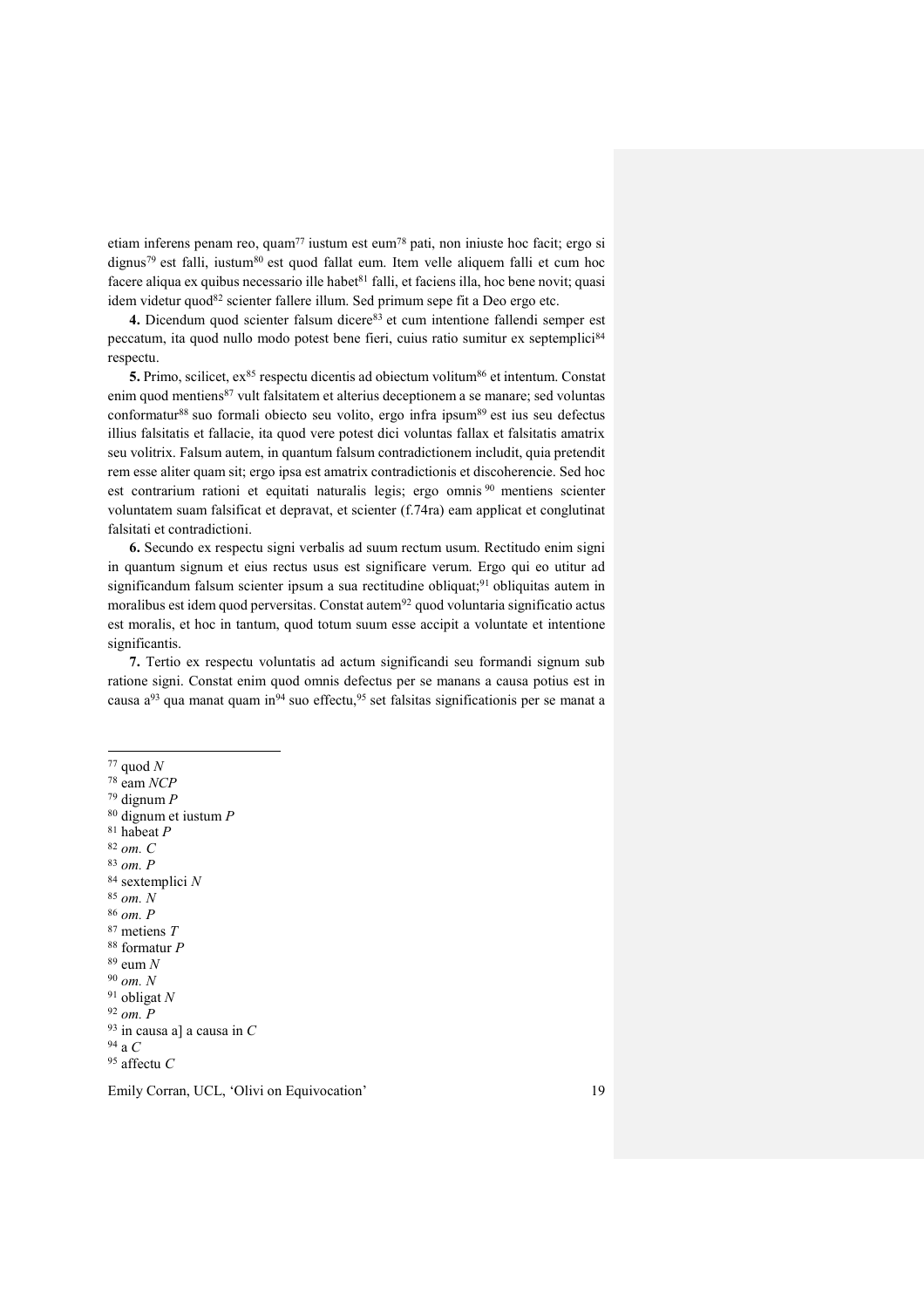etiam inferens penam reo, quam[77] iustum est eum[78] pati, non iniuste hoc facit; ergo si dignus[79] est falli, iustum[80] est quod fallat eum. Item velle aliquem falli et cum hoc facere aliqua ex quibus necessario ille habet[81] falli, et faciens illa, hoc bene novit; quasi idem videtur quod[82] scienter fallere illum. Sed primum sepe fit a Deo ergo etc.

**4.** Dicendum quod scienter falsum dicere[83] et cum intentione fallendi semper est peccatum, ita quod nullo modo potest bene fieri, cuius ratio sumitur ex septemplici[84] respectu.

**5.** Primo, scilicet, ex[85] respectu dicentis ad obiectum volitum[86] et intentum. Constat enim quod mentiens[87] vult falsitatem et alterius deceptionem a se manare; sed voluntas conformatur[88] suo formali obiecto seu volito, ergo infra ipsum[89] est ius seu defectus illius falsitatis et fallacie, ita quod vere potest dici voluntas fallax et falsitatis amatrix seu volitrix. Falsum autem, in quantum falsum contradictionem includit, quia pretendit rem esse aliter quam sit; ergo ipsa est amatrix contradictionis et discoherencie. Sed hoc est contrarium rationi et equitati naturalis legis; ergo omnis[90] mentiens scienter voluntatem suam falsificat et depravat, et scienter (f.74ra) eam applicat et conglutinat falsitati et contradictioni.

**6.** Secundo ex respectu signi verbalis ad suum rectum usum. Rectitudo enim signi in quantum signum et eius rectus usus est significare verum. Ergo qui eo utitur ad significandum falsum scienter ipsum a sua rectitudine obliquat;[91] obliquitas autem in moralibus est idem quod perversitas. Constat autem[92] quod voluntaria significatio actus est moralis, et hoc in tantum, quod totum suum esse accipit a voluntate et intentione significantis.

**7.** Tertio ex respectu voluntatis ad actum significandi seu formandi signum sub ratione signi. Constat enim quod omnis defectus per se manans a causa potius est in causa a[93] qua manat quam in[94] suo effectu,[95] set falsitas significationis per se manat a

---

[77] quod *N*
[78] eam *NCP*
[79] dignum *P*
[80] dignum et iustum *P*
[81] habeat *P*
[82] *om. C*
[83] *om. P*
[84] sextemplici *N*
[85] *om. N*
[86] *om. P*
[87] metiens *T*
[88] formatur *P*
[89] eum *N*
[90] *om. N*
[91] obligat *N*
[92] *om. P*
[93] in causa a] a causa in *C*
[94] a *C*
[95] affectu *C*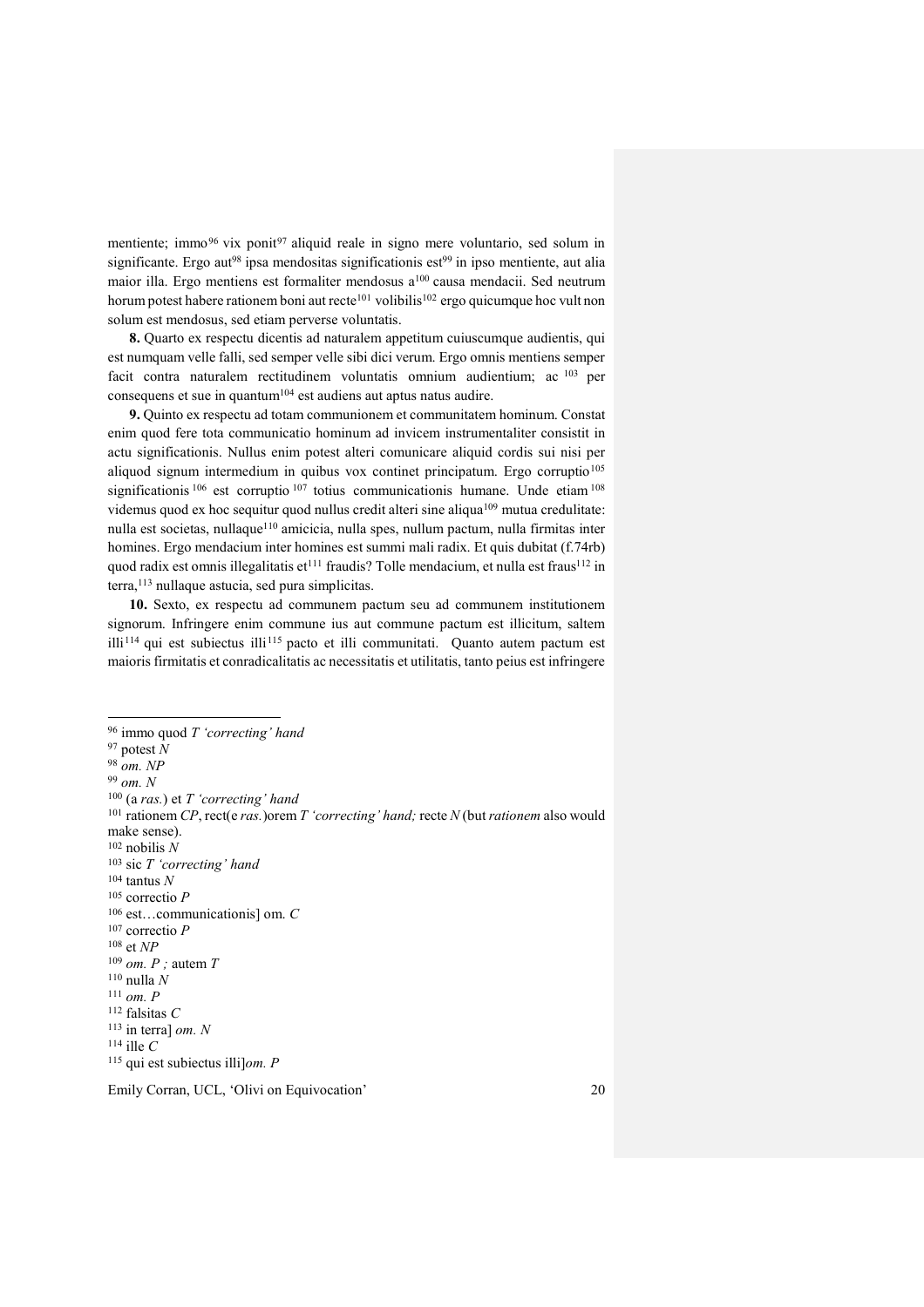mentiente; immo[96] vix ponit[97] aliquid reale in signo mere voluntario, sed solum in significante. Ergo aut[98] ipsa mendositas significationis est[99] in ipso mentiente, aut alia maior illa. Ergo mentiens est formaliter mendosus a[100] causa mendacii. Sed neutrum horum potest habere rationem boni aut recte[101] volibilis[102] ergo quicumque hoc vult non solum est mendosus, sed etiam perverse voluntatis.

**8.** Quarto ex respectu dicentis ad naturalem appetitum cuiuscumque audientis, qui est numquam velle falli, sed semper velle sibi dici verum. Ergo omnis mentiens semper facit contra naturalem rectitudinem voluntatis omnium audientium; ac [103] per consequens et sue in quantum[104] est audiens aut aptus natus audire.

**9.** Quinto ex respectu ad totam communionem et communitatem hominum. Constat enim quod fere tota communicatio hominum ad invicem instrumentaliter consistit in actu significationis. Nullus enim potest alteri comunicare aliquid cordis sui nisi per aliquod signum intermedium in quibus vox continet principatum. Ergo corruptio[105] significationis[106] est corruptio[107] totius communicationis humane. Unde etiam[108] videmus quod ex hoc sequitur quod nullus credit alteri sine aliqua[109] mutua credulitate: nulla est societas, nullaque[110] amicicia, nulla spes, nullum pactum, nulla firmitas inter homines. Ergo mendacium inter homines est summi mali radix. Et quis dubitat (f.74rb) quod radix est omnis illegalitatis et[111] fraudis? Tolle mendacium, et nulla est fraus[112] in terra,[113] nullaque astucia, sed pura simplicitas.

**10.** Sexto, ex respectu ad communem pactum seu ad communem institutionem signorum. Infringere enim commune ius aut commune pactum est illicitum, saltem illi[114] qui est subiectus illi[115] pacto et illi communitati. Quanto autem pactum est maioris firmitatis et conradicalitatis ac necessitatis et utilitatis, tanto peius est infringere

---

[96] immo quod *T 'correcting' hand*
[97] potest *N*
[98] *om. NP*
[99] *om. N*
[100] (a *ras.*) et *T 'correcting' hand*
[101] rationem *CP*, rect(e *ras.*)orem *T 'correcting' hand;* recte *N* (but *rationem* also would make sense).
[102] nobilis *N*
[103] sic *T 'correcting' hand*
[104] tantus *N*
[105] correctio *P*
[106] est…communicationis] om. *C*
[107] correctio *P*
[108] et *NP*
[109] *om. P ;* autem *T*
[110] nulla *N*
[111] *om. P*
[112] falsitas *C*
[113] in terra] *om. N*
[114] ille *C*
[115] qui est subiectus illi]*om. P*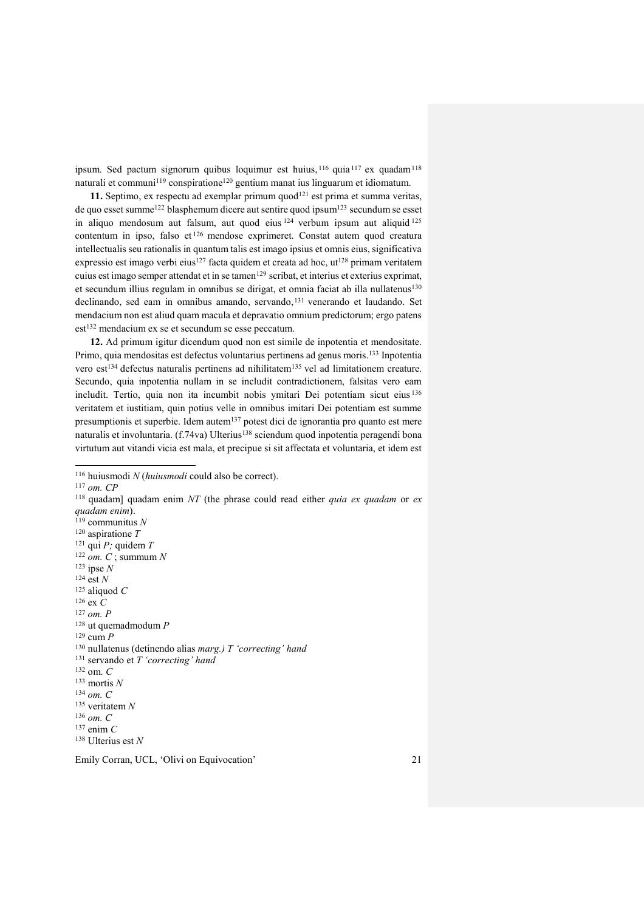ipsum. Sed pactum signorum quibus loquimur est huius,[116] quia[117] ex quadam[118] naturali et communi[119] conspiratione[120] gentium manat ius linguarum et idiomatum.

**11.** Septimo, ex respectu ad exemplar primum quod[121] est prima et summa veritas, de quo esset summe[122] blasphemum dicere aut sentire quod ipsum[123] secundum se esset in aliquo mendosum aut falsum, aut quod eius[124] verbum ipsum aut aliquid[125] contentum in ipso, falso et[126] mendose exprimeret. Constat autem quod creatura intellectualis seu rationalis in quantum talis est imago ipsius et omnis eius, significativa expressio est imago verbi eius[127] facta quidem et creata ad hoc, ut[128] primam veritatem cuius est imago semper attendat et in se tamen[129] scribat, et interius et exterius exprimat, et secundum illius regulam in omnibus se dirigat, et omnia faciat ab illa nullatenus[130] declinando, sed eam in omnibus amando, servando,[131] venerando et laudando. Set mendacium non est aliud quam macula et depravatio omnium predictorum; ergo patens est[132] mendacium ex se et secundum se esse peccatum.

**12.** Ad primum igitur dicendum quod non est simile de inpotentia et mendositate. Primo, quia mendositas est defectus voluntarius pertinens ad genus moris.[133] Inpotentia vero est[134] defectus naturalis pertinens ad nihilitatem[135] vel ad limitationem creature. Secundo, quia inpotentia nullam in se includit contradictionem, falsitas vero eam includit. Tertio, quia non ita incumbit nobis ymitari Dei potentiam sicut eius[136] veritatem et iustitiam, quin potius velle in omnibus imitari Dei potentiam est summe presumptionis et superbie. Idem autem[137] potest dici de ignorantia pro quanto est mere naturalis et involuntaria. (f.74va) Ulterius[138] sciendum quod inpotentia peragendi bona virtutum aut vitandi vicia est mala, et precipue si sit affectata et voluntaria, et idem est

---

[116] huiusmodi *N* (*huiusmodi* could also be correct).

[117] *om. CP*

[118] quadam] quadam enim *NT* (the phrase could read either *quia ex quadam* or *ex quadam enim*).

[119] communitus *N*

[120] aspiratione *T*

[121] qui *P;* quidem *T*

[122] *om. C* ; summum *N*

[123] ipse *N*

[124] est *N*

[125] aliquod *C*

[126] ex *C*

[127] *om. P*

[128] ut quemadmodum *P*

[129] cum *P*

[130] nullatenus (detinendo alias *marg.) T 'correcting' hand*

[131] servando et *T 'correcting' hand*

[132] om. *C*

[133] mortis *N*

[134] *om. C*

[135] veritatem *N*

[136] *om. C*

[137] enim *C*

[138] Ulterius est *N*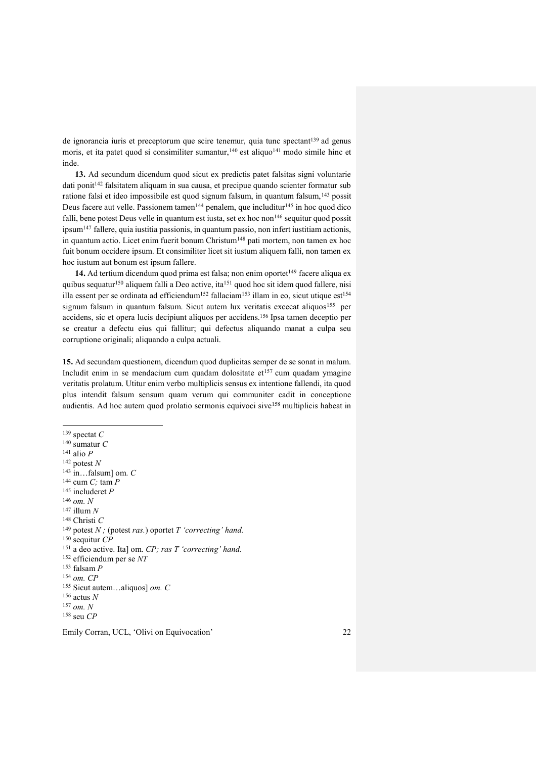de ignorancia iuris et preceptorum que scire tenemur, quia tunc spectant[139] ad genus moris, et ita patet quod si consimiliter sumantur,[140] est aliquo[141] modo simile hinc et inde.

**13.** Ad secundum dicendum quod sicut ex predictis patet falsitas signi voluntarie dati ponit[142] falsitatem aliquam in sua causa, et precipue quando scienter formatur sub ratione falsi et ideo impossibile est quod signum falsum, in quantum falsum,[143] possit Deus facere aut velle. Passionem tamen[144] penalem, que includitur[145] in hoc quod dico falli, bene potest Deus velle in quantum est iusta, set ex hoc non[146] sequitur quod possit ipsum[147] fallere, quia iustitia passionis, in quantum passio, non infert iustitiam actionis, in quantum actio. Licet enim fuerit bonum Christum[148] pati mortem, non tamen ex hoc fuit bonum occidere ipsum. Et consimiliter licet sit iustum aliquem falli, non tamen ex hoc iustum aut bonum est ipsum fallere.

**14.** Ad tertium dicendum quod prima est falsa; non enim oportet[149] facere aliqua ex quibus sequatur[150] aliquem falli a Deo active, ita[151] quod hoc sit idem quod fallere, nisi illa essent per se ordinata ad efficiendum[152] fallaciam[153] illam in eo, sicut utique est[154] signum falsum in quantum falsum. Sicut autem lux veritatis excecat aliquos[155] per accidens, sic et opera lucis decipiunt aliquos per accidens.[156] Ipsa tamen deceptio per se creatur a defectu eius qui fallitur; qui defectus aliquando manat a culpa seu corruptione originali; aliquando a culpa actuali.

**15.** Ad secundam questionem, dicendum quod duplicitas semper de se sonat in malum. Includit enim in se mendacium cum quadam dolositate et[157] cum quadam ymagine veritatis prolatum. Utitur enim verbo multiplicis sensus ex intentione fallendi, ita quod plus intendit falsum sensum quam verum qui communiter cadit in conceptione audientis. Ad hoc autem quod prolatio sermonis equivoci sive[158] multiplicis habeat in

---

[139] spectat *C*
[140] sumatur *C*
[141] alio *P*
[142] potest *N*
[143] in…falsum] om. *C*
[144] cum *C;* tam *P*
[145] includeret *P*
[146] *om. N*
[147] illum *N*
[148] Christi *C*
[149] potest *N ;* (potest *ras.*) oportet *T 'correcting' hand.*
[150] sequitur *CP*
[151] a deo active. Ita] om. *CP; ras T 'correcting' hand.*
[152] efficiendum per se *NT*
[153] falsam *P*
[154] *om. CP*
[155] Sicut autem…aliquos] *om. C*
[156] actus *N*
[157] *om. N*
[158] seu *CP*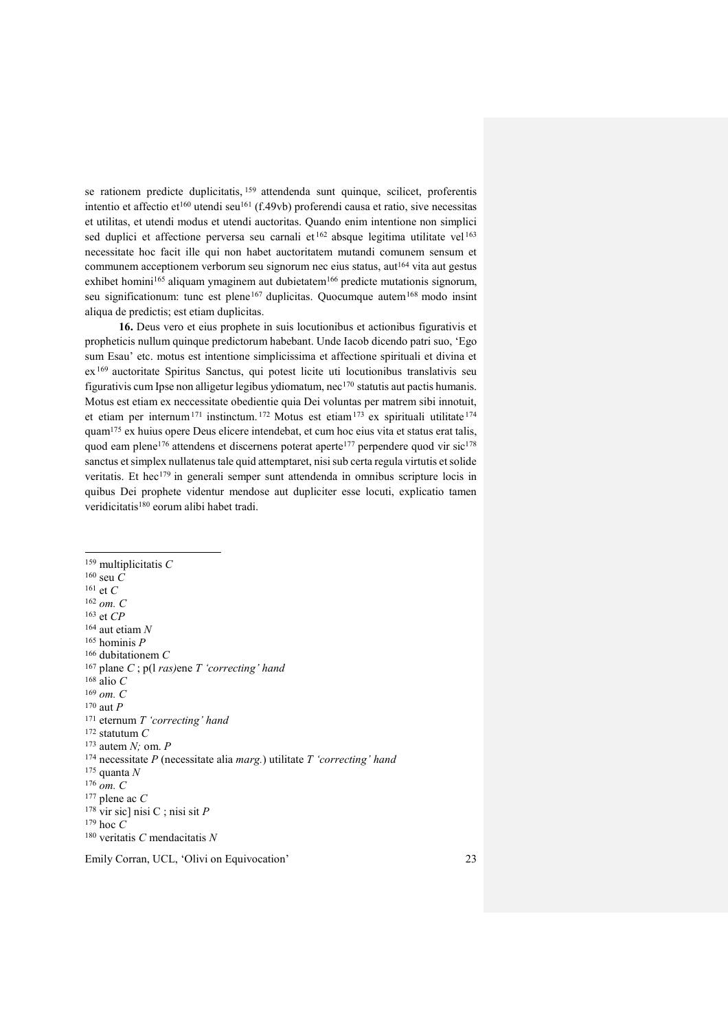se rationem predicte duplicitatis,[159] attendenda sunt quinque, scilicet, proferentis intentio et affectio et[160] utendi seu[161] (f.49vb) proferendi causa et ratio, sive necessitas et utilitas, et utendi modus et utendi auctoritas. Quando enim intentione non simplici sed duplici et affectione perversa seu carnali et[162] absque legitima utilitate vel[163] necessitate hoc facit ille qui non habet auctoritatem mutandi comunem sensum et communem acceptionem verborum seu signorum nec eius status, aut[164] vita aut gestus exhibet homini[165] aliquam ymaginem aut dubietatem[166] predicte mutationis signorum, seu significationum: tunc est plene[167] duplicitas. Quocumque autem[168] modo insint aliqua de predictis; est etiam duplicitas.

**16.** Deus vero et eius prophete in suis locutionibus et actionibus figurativis et propheticis nullum quinque predictorum habebant. Unde Iacob dicendo patri suo, 'Ego sum Esau' etc. motus est intentione simplicissima et affectione spirituali et divina et ex[169] auctoritate Spiritus Sanctus, qui potest licite uti locutionibus translativis seu figurativis cum Ipse non alligetur legibus ydiomatum, nec[170] statutis aut pactis humanis. Motus est etiam ex neccessitate obedientie quia Dei voluntas per matrem sibi innotuit, et etiam per internum[171] instinctum.[172] Motus est etiam[173] ex spirituali utilitate[174] quam[175] ex huius opere Deus elicere intendebat, et cum hoc eius vita et status erat talis, quod eam plene[176] attendens et discernens poterat aperte[177] perpendere quod vir sic[178] sanctus et simplex nullatenus tale quid attemptaret, nisi sub certa regula virtutis et solide veritatis. Et hec[179] in generali semper sunt attendenda in omnibus scripture locis in quibus Dei prophete videntur mendose aut dupliciter esse locuti, explicatio tamen veridicitatis[180] eorum alibi habet tradi.

---

[159] multiplicitatis *C*
[160] seu *C*
[161] et *C*
[162] *om. C*
[163] et *CP*
[164] aut etiam *N*
[165] hominis *P*
[166] dubitationem *C*
[167] plane *C* ; p(l *ras)*ene *T 'correcting' hand*
[168] alio *C*
[169] *om. C*
[170] aut *P*
[171] eternum *T 'correcting' hand*
[172] statutum *C*
[173] autem *N;* om. *P*
[174] necessitate *P* (necessitate alia *marg.*) utilitate *T 'correcting' hand*
[175] quanta *N*
[176] *om. C*
[177] plene ac *C*
[178] vir sic] nisi C ; nisi sit *P*
[179] hoc *C*
[180] veritatis *C* mendacitatis *N*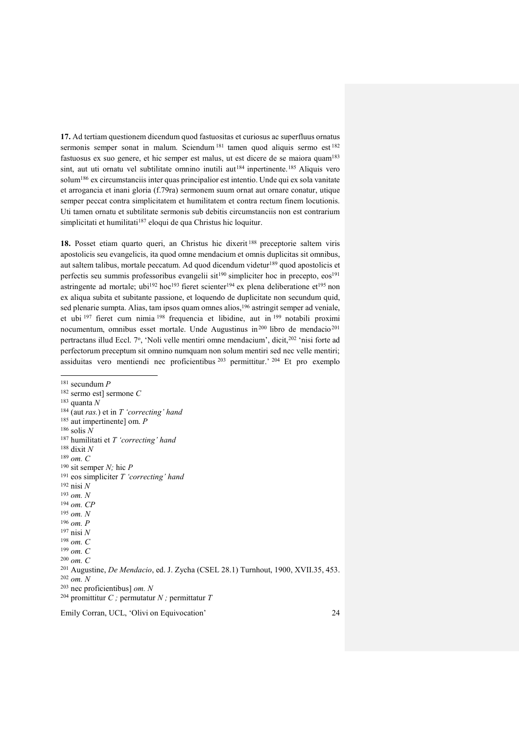**17.** Ad tertiam questionem dicendum quod fastuositas et curiosus ac superfluus ornatus sermonis semper sonat in malum. Sciendum[181] tamen quod aliquis sermo est[182] fastuosus ex suo genere, et hic semper est malus, ut est dicere de se maiora quam[183] sint, aut uti ornatu vel subtilitate omnino inutili aut[184] inpertinente.[185] Aliquis vero solum[186] ex circumstanciis inter quas principalior est intentio. Unde qui ex sola vanitate et arrogancia et inani gloria (f.79ra) sermonem suum ornat aut ornare conatur, utique semper peccat contra simplicitatem et humilitatem et contra rectum finem locutionis. Uti tamen ornatu et subtilitate sermonis sub debitis circumstanciis non est contrarium simplicitati et humilitati[187] eloqui de qua Christus hic loquitur.

**18.** Posset etiam quarto queri, an Christus hic dixerit[188] preceptorie saltem viris apostolicis seu evangelicis, ita quod omne mendacium et omnis duplicitas sit omnibus, aut saltem talibus, mortale peccatum. Ad quod dicendum videtur[189] quod apostolicis et perfectis seu summis professoribus evangelii sit[190] simpliciter hoc in precepto, eos[191] astringente ad mortale; ubi[192] hoc[193] fieret scienter[194] ex plena deliberatione et[195] non ex aliqua subita et subitante passione, et loquendo de duplicitate non secundum quid, sed plenarie sumpta. Alias, tam ipsos quam omnes alios,[196] astringit semper ad veniale, et ubi[197] fieret cum nimia[198] frequencia et libidine, aut in[199] notabili proximi nocumentum, omnibus esset mortale. Unde Augustinus in[200] libro de mendacio[201] pertractans illud Eccl. 7º, 'Noli velle mentiri omne mendacium', dicit,[202] 'nisi forte ad perfectorum preceptum sit omnino numquam non solum mentiri sed nec velle mentiri; assiduitas vero mentiendi nec proficientibus[203] permittitur.'[204] Et pro exemplo

---

[181] secundum *P*
[182] sermo est] sermone *C*
[183] quanta *N*
[184] (aut *ras.*) et in *T 'correcting' hand*
[185] aut impertinente] om. *P*
[186] solis *N*
[187] humilitati et *T 'correcting' hand*
[188] dixit *N*
[189] *om. C*
[190] sit semper *N;* hic *P*
[191] eos simpliciter *T 'correcting' hand*
[192] nisi *N*
[193] *om. N*
[194] *om. CP*
[195] *om. N*
[196] *om. P*
[197] nisi *N*
[198] *om. C*
[199] *om. C*
[200] *om. C*
[201] Augustine, *De Mendacio*, ed. J. Zycha (CSEL 28.1) Turnhout, 1900, XVII.35, 453.
[202] *om. N*
[203] nec proficientibus] *om. N*
[204] promittitur *C ;* permutatur *N ;* permittatur *T*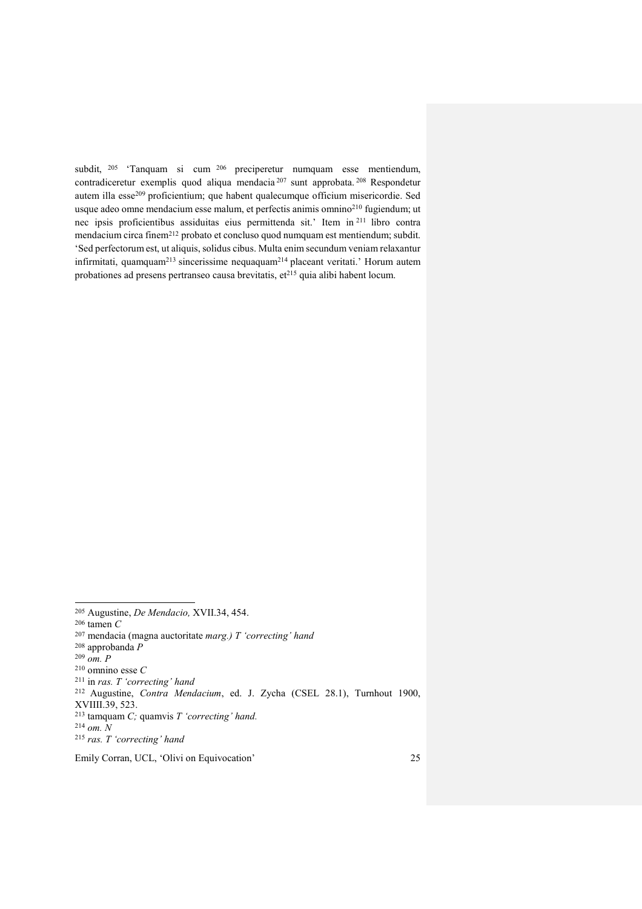subdit, [205] 'Tanquam si cum [206] preciperetur numquam esse mentiendum, contradiceretur exemplis quod aliqua mendacia [207] sunt approbata. [208] Respondetur autem illa esse[209] proficientium; que habent qualecumque officium misericordie. Sed usque adeo omne mendacium esse malum, et perfectis animis omnino[210] fugiendum; ut nec ipsis proficientibus assiduitas eius permittenda sit.' Item in [211] libro contra mendacium circa finem[212] probato et concluso quod numquam est mentiendum; subdit. 'Sed perfectorum est, ut aliquis, solidus cibus. Multa enim secundum veniam relaxantur infirmitati, quamquam[213] sincerissime nequaquam[214] placeant veritati.' Horum autem probationes ad presens pertranseo causa brevitatis, et[215] quia alibi habent locum.

---

[205] Augustine, *De Mendacio,* XVII.34, 454.
[206] tamen *C*
[207] mendacia (magna auctoritate *marg.) T 'correcting' hand*
[208] approbanda *P*
[209] *om. P*
[210] omnino esse *C*
[211] in *ras. T 'correcting' hand*
[212] Augustine, *Contra Mendacium*, ed. J. Zycha (CSEL 28.1), Turnhout 1900, XVIIII.39, 523.
[213] tamquam *C;* quamvis *T 'correcting' hand.*
[214] *om. N*
[215] *ras. T 'correcting' hand*